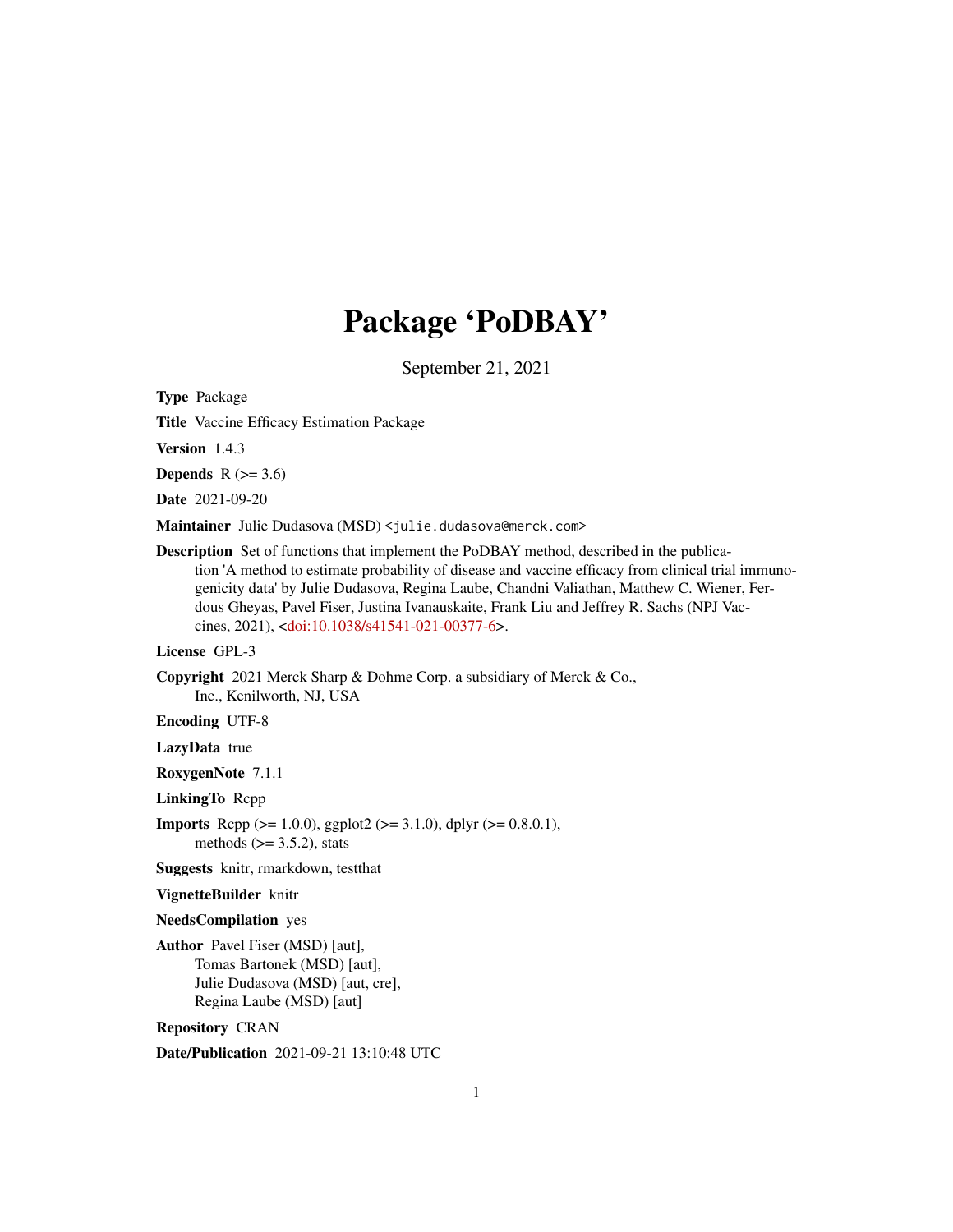# Package 'PoDBAY'

September 21, 2021

**Type** Package

**Title** Vaccine Efficacy Estimation Package

**Version** 1.4.3

**Depends** R (>= 3.6)

**Date** 2021-09-20

**Maintainer** Julie Dudasova (MSD) <julie.dudasova@merck.com>

**Description** Set of functions that implement the PoDBAY method, described in the publication 'A method to estimate probability of disease and vaccine efficacy from clinical trial immunogenicity data' by Julie Dudasova, Regina Laube, Chandni Valiathan, Matthew C. Wiener, Ferdous Gheyas, Pavel Fiser, Justina Ivanauskaite, Frank Liu and Jeffrey R. Sachs (NPJ Vaccines, 2021), <doi:10.1038/s41541-021-00377-6>.

**License** GPL-3

**Copyright** 2021 Merck Sharp & Dohme Corp. a subsidiary of Merck & Co., Inc., Kenilworth, NJ, USA

**Encoding** UTF-8

**LazyData** true

**RoxygenNote** 7.1.1

**LinkingTo** Rcpp

**Imports** Rcpp (>= 1.0.0), ggplot2 (>= 3.1.0), dplyr (>= 0.8.0.1), methods (>= 3.5.2), stats

**Suggests** knitr, rmarkdown, testthat

**VignetteBuilder** knitr

**NeedsCompilation** yes

**Author** Pavel Fiser (MSD) [aut], Tomas Bartonek (MSD) [aut], Julie Dudasova (MSD) [aut, cre], Regina Laube (MSD) [aut]

**Repository** CRAN

**Date/Publication** 2021-09-21 13:10:48 UTC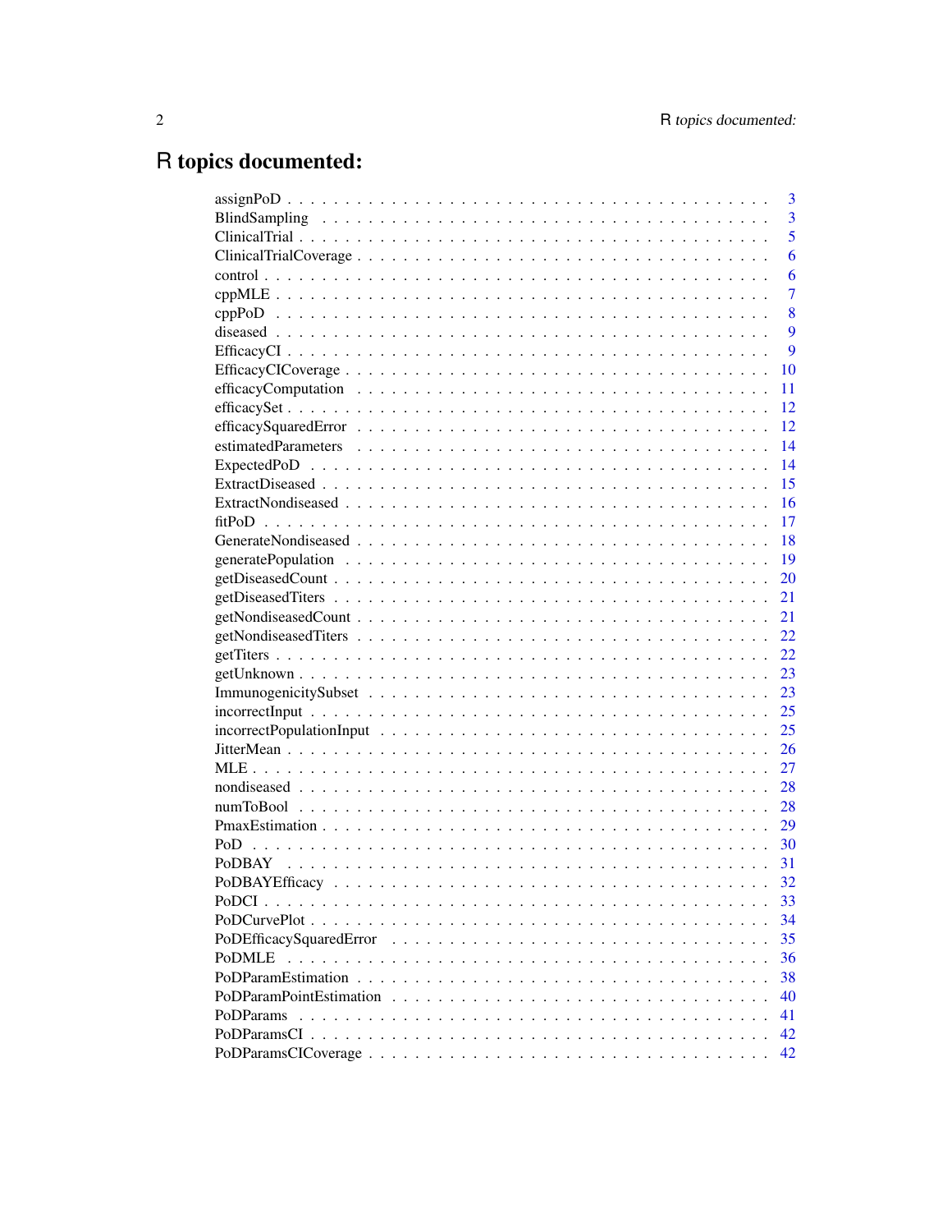# R topics documented:

assignPoD . . . . . . . . . . . . . . . . . . . . . . . . . . . . . . . . . . . . . . . . 3
BlindSampling . . . . . . . . . . . . . . . . . . . . . . . . . . . . . . . . . . . . . . 3
ClinicalTrial . . . . . . . . . . . . . . . . . . . . . . . . . . . . . . . . . . . . . . . 5
ClinicalTrialCoverage . . . . . . . . . . . . . . . . . . . . . . . . . . . . . . . . . . 6
control . . . . . . . . . . . . . . . . . . . . . . . . . . . . . . . . . . . . . . . . . 6
cppMLE . . . . . . . . . . . . . . . . . . . . . . . . . . . . . . . . . . . . . . . . 7
cppPoD . . . . . . . . . . . . . . . . . . . . . . . . . . . . . . . . . . . . . . . . 8
diseased . . . . . . . . . . . . . . . . . . . . . . . . . . . . . . . . . . . . . . . . 9
EfficacyCI . . . . . . . . . . . . . . . . . . . . . . . . . . . . . . . . . . . . . . . 9
EfficacyCICoverage . . . . . . . . . . . . . . . . . . . . . . . . . . . . . . . . . . . 10
efficacyComputation . . . . . . . . . . . . . . . . . . . . . . . . . . . . . . . . . . 11
efficacySet . . . . . . . . . . . . . . . . . . . . . . . . . . . . . . . . . . . . . . 12
efficacySquaredError . . . . . . . . . . . . . . . . . . . . . . . . . . . . . . . . . 12
estimatedParameters . . . . . . . . . . . . . . . . . . . . . . . . . . . . . . . . . 14
ExpectedPoD . . . . . . . . . . . . . . . . . . . . . . . . . . . . . . . . . . . . . 14
ExtractDiseased . . . . . . . . . . . . . . . . . . . . . . . . . . . . . . . . . . . . 15
ExtractNondiseased . . . . . . . . . . . . . . . . . . . . . . . . . . . . . . . . . . 16
fitPoD . . . . . . . . . . . . . . . . . . . . . . . . . . . . . . . . . . . . . . . . 17
GenerateNondiseased . . . . . . . . . . . . . . . . . . . . . . . . . . . . . . . . . 18
generatePopulation . . . . . . . . . . . . . . . . . . . . . . . . . . . . . . . . . . 19
getDiseasedCount . . . . . . . . . . . . . . . . . . . . . . . . . . . . . . . . . . . 20
getDiseasedTiters . . . . . . . . . . . . . . . . . . . . . . . . . . . . . . . . . . . 21
getNondiseasedCount . . . . . . . . . . . . . . . . . . . . . . . . . . . . . . . . . 21
getNondiseasedTiters . . . . . . . . . . . . . . . . . . . . . . . . . . . . . . . . . 22
getTiters . . . . . . . . . . . . . . . . . . . . . . . . . . . . . . . . . . . . . . . 22
getUnknown . . . . . . . . . . . . . . . . . . . . . . . . . . . . . . . . . . . . . . 23
ImmunogenicitySubset . . . . . . . . . . . . . . . . . . . . . . . . . . . . . . . . . 23
incorrectInput . . . . . . . . . . . . . . . . . . . . . . . . . . . . . . . . . . . . 25
incorrectPopulationInput . . . . . . . . . . . . . . . . . . . . . . . . . . . . . . . 25
JitterMean . . . . . . . . . . . . . . . . . . . . . . . . . . . . . . . . . . . . . . 26
MLE . . . . . . . . . . . . . . . . . . . . . . . . . . . . . . . . . . . . . . . . . 27
nondiseased . . . . . . . . . . . . . . . . . . . . . . . . . . . . . . . . . . . . . . 28
numToBool . . . . . . . . . . . . . . . . . . . . . . . . . . . . . . . . . . . . . . 28
PmaxEstimation . . . . . . . . . . . . . . . . . . . . . . . . . . . . . . . . . . . . 29
PoD . . . . . . . . . . . . . . . . . . . . . . . . . . . . . . . . . . . . . . . . . 30
PoDBAY . . . . . . . . . . . . . . . . . . . . . . . . . . . . . . . . . . . . . . . 31
PoDBAYEfficacy . . . . . . . . . . . . . . . . . . . . . . . . . . . . . . . . . . . . 32
PoDCI . . . . . . . . . . . . . . . . . . . . . . . . . . . . . . . . . . . . . . . . 33
PoDCurvePlot . . . . . . . . . . . . . . . . . . . . . . . . . . . . . . . . . . . . . 34
PoDEfficacySquaredError . . . . . . . . . . . . . . . . . . . . . . . . . . . . . . . 35
PoDMLE . . . . . . . . . . . . . . . . . . . . . . . . . . . . . . . . . . . . . . . 36
PoDParamEstimation . . . . . . . . . . . . . . . . . . . . . . . . . . . . . . . . . . 38
PoDParamPointEstimation . . . . . . . . . . . . . . . . . . . . . . . . . . . . . . . 40
PoDParams . . . . . . . . . . . . . . . . . . . . . . . . . . . . . . . . . . . . . . 41
PoDParamsCI . . . . . . . . . . . . . . . . . . . . . . . . . . . . . . . . . . . . . 42
PoDParamsCICoverage . . . . . . . . . . . . . . . . . . . . . . . . . . . . . . . . . 42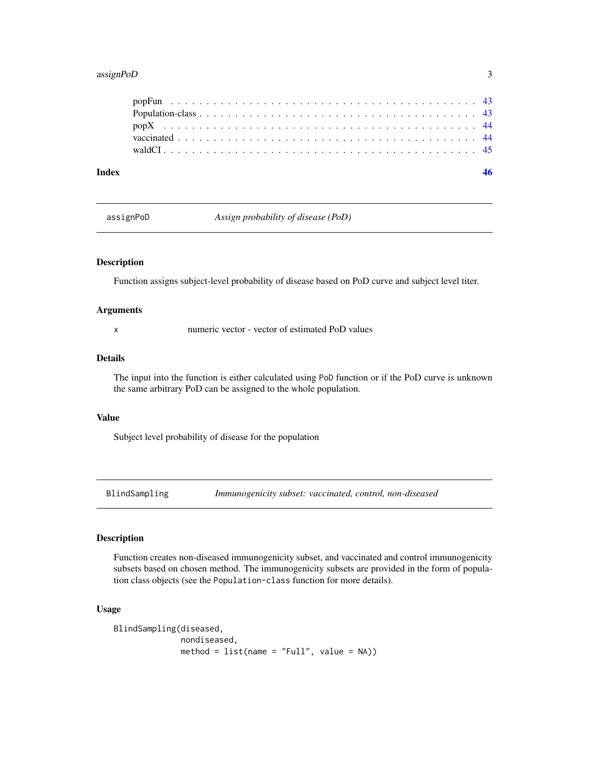popFun . . . . . . . . . . . . . . . . . . . . . . . . . . . . . . . . . . . . . . . . 43
Population-class . . . . . . . . . . . . . . . . . . . . . . . . . . . . . . . . . . . . 43
popX . . . . . . . . . . . . . . . . . . . . . . . . . . . . . . . . . . . . . . . . . . 44
vaccinated . . . . . . . . . . . . . . . . . . . . . . . . . . . . . . . . . . . . . . . 44
waldCI . . . . . . . . . . . . . . . . . . . . . . . . . . . . . . . . . . . . . . . . . 45

**Index** **46**

---

## assignPoD *Assign probability of disease (PoD)*

### Description

Function assigns subject-level probability of disease based on PoD curve and subject level titer.

### Arguments

| | |
|---|---|
| `x` | numeric vector - vector of estimated PoD values |

### Details

The input into the function is either calculated using `PoD` function or if the PoD curve is unknown the same arbitrary PoD can be assigned to the whole population.

### Value

Subject level probability of disease for the population

---

## BlindSampling *Immunogenicity subset: vaccinated, control, non-diseased*

### Description

Function creates non-diseased immunogenicity subset, and vaccinated and control immunogenicity subsets based on chosen method. The immunogenicity subsets are provided in the form of population class objects (see the `Population-class` function for more details).

### Usage

```
BlindSampling(diseased,
              nondiseased,
              method = list(name = "Full", value = NA))
```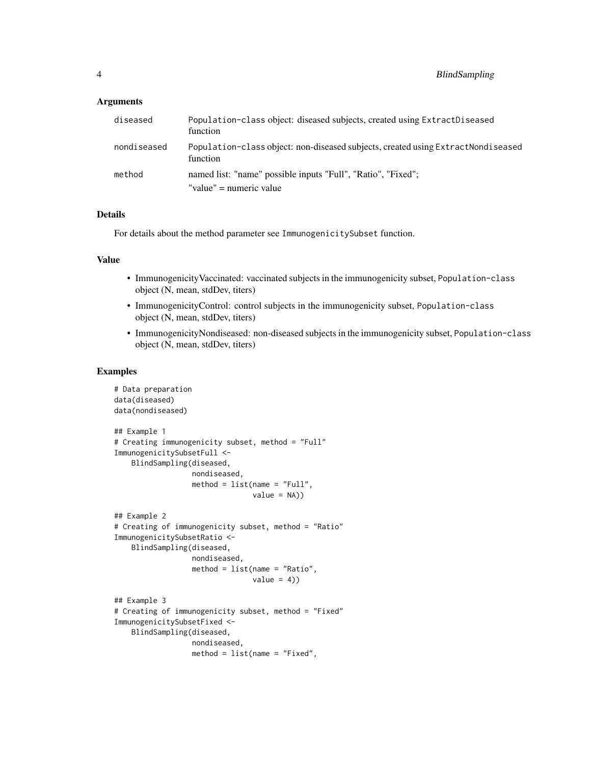### Arguments

| | |
|---|---|
| diseased | Population-class object: diseased subjects, created using ExtractDiseased function |
| nondiseased | Population-class object: non-diseased subjects, created using ExtractNondiseased function |
| method | named list: "name" possible inputs "Full", "Ratio", "Fixed"; "value" = numeric value |

### Details

For details about the method parameter see ImmunogenicitySubset function.

### Value

- ImmunogenicityVaccinated: vaccinated subjects in the immunogenicity subset, Population-class object (N, mean, stdDev, titers)
- ImmunogenicityControl: control subjects in the immunogenicity subset, Population-class object (N, mean, stdDev, titers)
- ImmunogenicityNondiseased: non-diseased subjects in the immunogenicity subset, Population-class object (N, mean, stdDev, titers)

### Examples

```
# Data preparation
data(diseased)
data(nondiseased)

## Example 1
# Creating immunogenicity subset, method = "Full"
ImmunogenicitySubsetFull <-
    BlindSampling(diseased,
                  nondiseased,
                  method = list(name = "Full",
                                value = NA))

## Example 2
# Creating of immunogenicity subset, method = "Ratio"
ImmunogenicitySubsetRatio <-
    BlindSampling(diseased,
                  nondiseased,
                  method = list(name = "Ratio",
                                value = 4))

## Example 3
# Creating of immunogenicity subset, method = "Fixed"
ImmunogenicitySubsetFixed <-
    BlindSampling(diseased,
                  nondiseased,
                  method = list(name = "Fixed",
```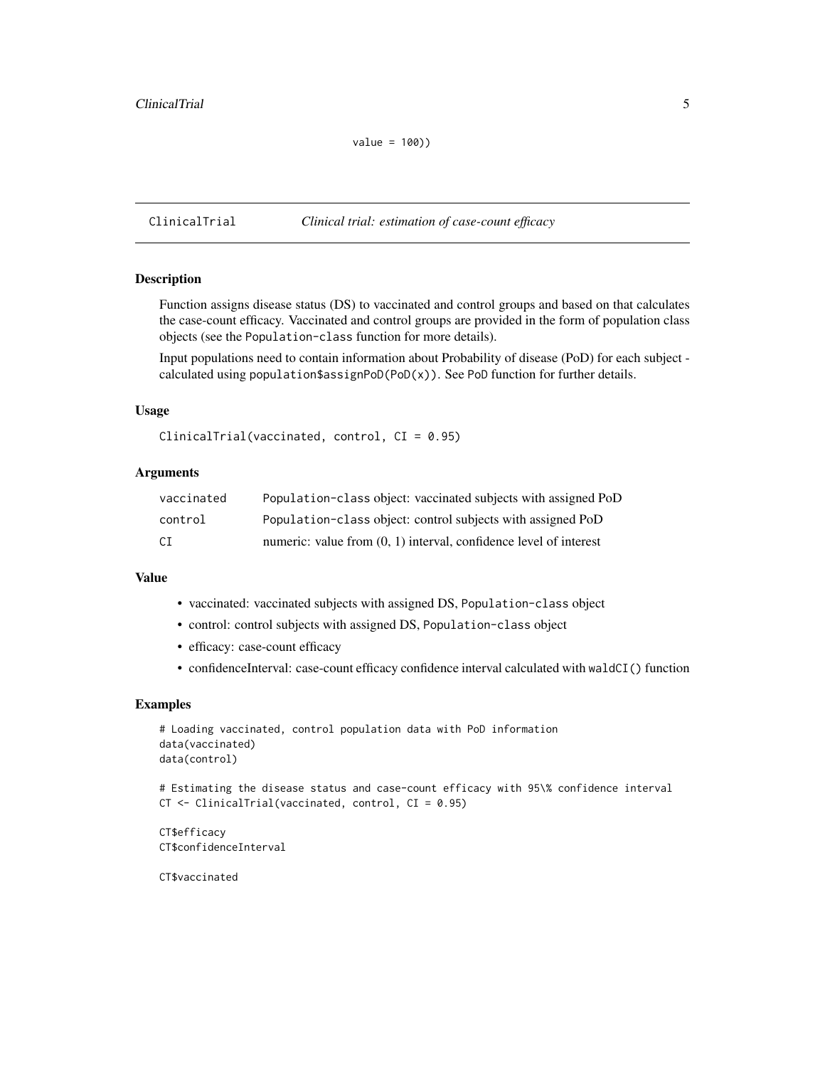```
value = 100))
```

## ClinicalTrial *Clinical trial: estimation of case-count efficacy*

### Description

Function assigns disease status (DS) to vaccinated and control groups and based on that calculates the case-count efficacy. Vaccinated and control groups are provided in the form of population class objects (see the `Population-class` function for more details).

Input populations need to contain information about Probability of disease (PoD) for each subject - calculated using `population$assignPoD(PoD(x))`. See `PoD` function for further details.

### Usage

```
ClinicalTrial(vaccinated, control, CI = 0.95)
```

### Arguments

| | |
|---|---|
| `vaccinated` | `Population-class` object: vaccinated subjects with assigned PoD |
| `control` | `Population-class` object: control subjects with assigned PoD |
| `CI` | numeric: value from (0, 1) interval, confidence level of interest |

### Value

- vaccinated: vaccinated subjects with assigned DS, `Population-class` object
- control: control subjects with assigned DS, `Population-class` object
- efficacy: case-count efficacy
- confidenceInterval: case-count efficacy confidence interval calculated with `waldCI()` function

### Examples

```
# Loading vaccinated, control population data with PoD information
data(vaccinated)
data(control)

# Estimating the disease status and case-count efficacy with 95\% confidence interval
CT <- ClinicalTrial(vaccinated, control, CI = 0.95)

CT$efficacy
CT$confidenceInterval

CT$vaccinated
```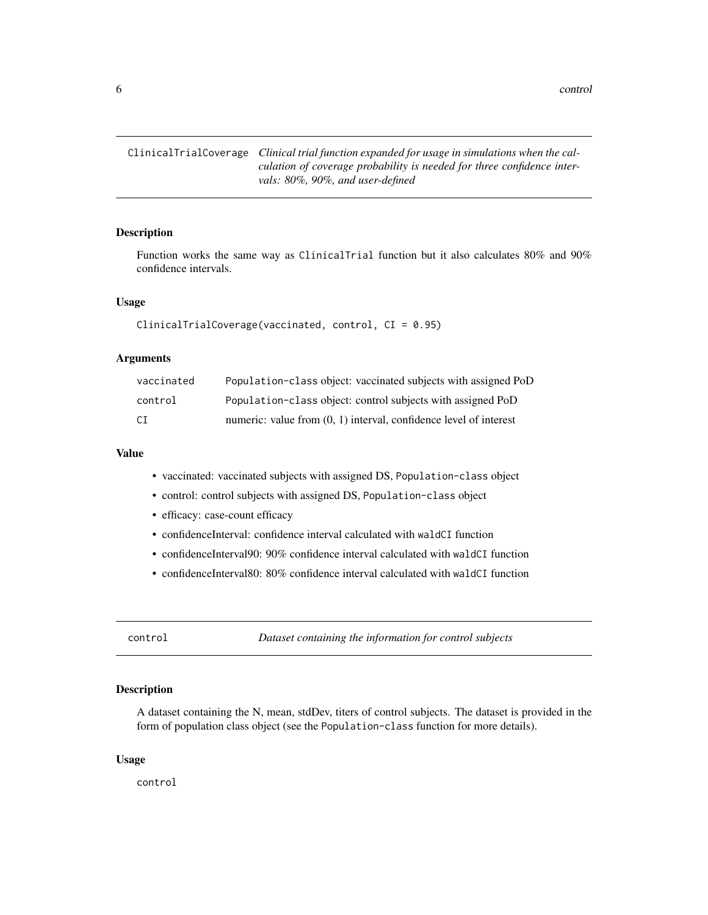## ClinicalTrialCoverage *Clinical trial function expanded for usage in simulations when the calculation of coverage probability is needed for three confidence intervals: 80%, 90%, and user-defined*

### Description

Function works the same way as ClinicalTrial function but it also calculates 80% and 90% confidence intervals.

### Usage

```
ClinicalTrialCoverage(vaccinated, control, CI = 0.95)
```

### Arguments

| | |
|---|---|
| vaccinated | Population-class object: vaccinated subjects with assigned PoD |
| control | Population-class object: control subjects with assigned PoD |
| CI | numeric: value from (0, 1) interval, confidence level of interest |

### Value

- vaccinated: vaccinated subjects with assigned DS, Population-class object
- control: control subjects with assigned DS, Population-class object
- efficacy: case-count efficacy
- confidenceInterval: confidence interval calculated with waldCI function
- confidenceInterval90: 90% confidence interval calculated with waldCI function
- confidenceInterval80: 80% confidence interval calculated with waldCI function

## control *Dataset containing the information for control subjects*

### Description

A dataset containing the N, mean, stdDev, titers of control subjects. The dataset is provided in the form of population class object (see the Population-class function for more details).

### Usage

```
control
```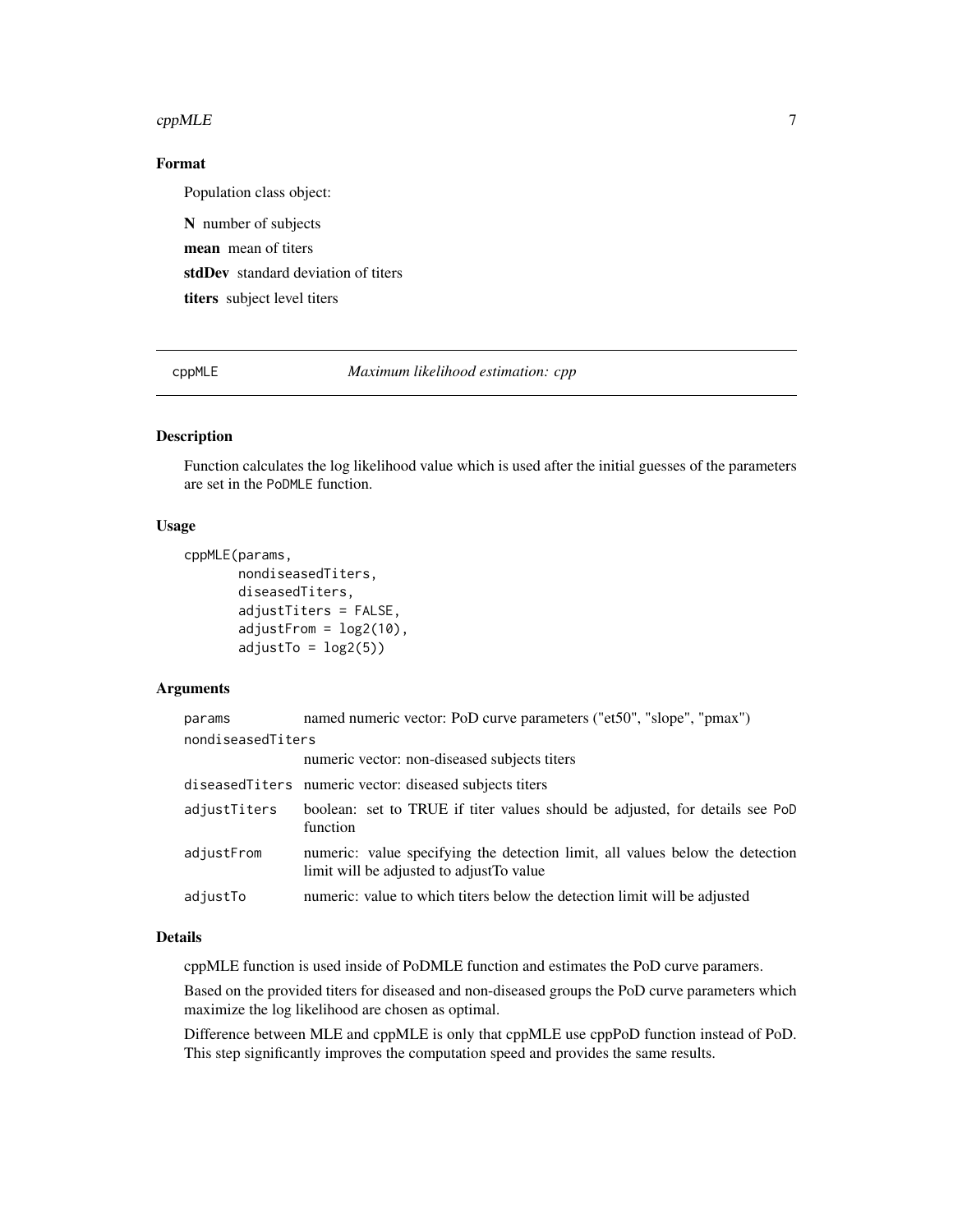### Format

Population class object:

**N** number of subjects

**mean** mean of titers

**stdDev** standard deviation of titers

**titers** subject level titers

---

## cppMLE — *Maximum likelihood estimation: cpp*

### Description

Function calculates the log likelihood value which is used after the initial guesses of the parameters are set in the PoDMLE function.

### Usage

```
cppMLE(params,
       nondiseasedTiters,
       diseasedTiters,
       adjustTiters = FALSE,
       adjustFrom = log2(10),
       adjustTo = log2(5))
```

### Arguments

| | |
|---|---|
| params | named numeric vector: PoD curve parameters ("et50", "slope", "pmax") |
| nondiseasedTiters | numeric vector: non-diseased subjects titers |
| diseasedTiters | numeric vector: diseased subjects titers |
| adjustTiters | boolean: set to TRUE if titer values should be adjusted, for details see PoD function |
| adjustFrom | numeric: value specifying the detection limit, all values below the detection limit will be adjusted to adjustTo value |
| adjustTo | numeric: value to which titers below the detection limit will be adjusted |

### Details

cppMLE function is used inside of PoDMLE function and estimates the PoD curve paramers.

Based on the provided titers for diseased and non-diseased groups the PoD curve parameters which maximize the log likelihood are chosen as optimal.

Difference between MLE and cppMLE is only that cppMLE use cppPoD function instead of PoD. This step significantly improves the computation speed and provides the same results.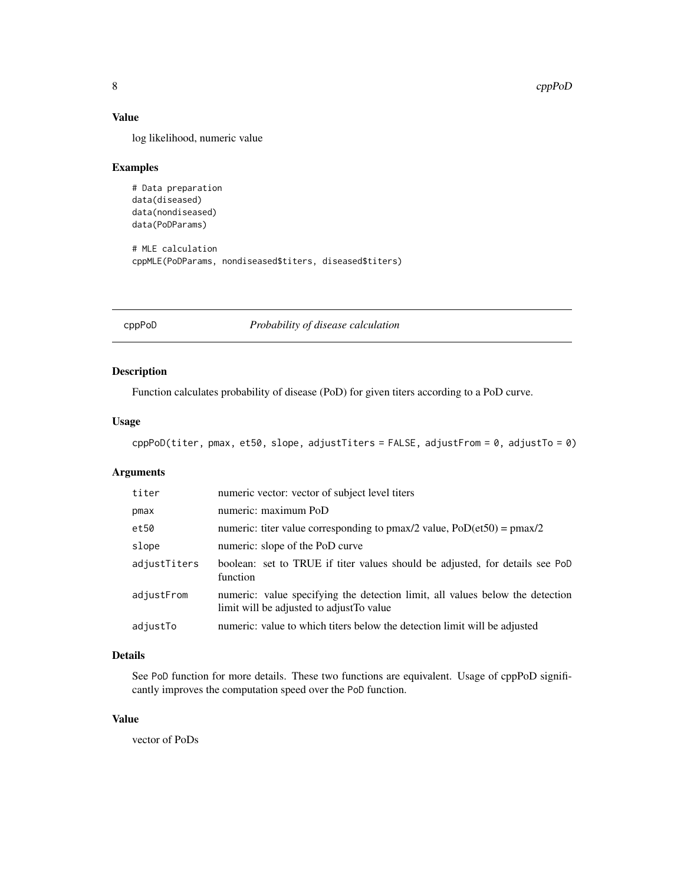## Value

log likelihood, numeric value

## Examples

```
# Data preparation
data(diseased)
data(nondiseased)
data(PoDParams)

# MLE calculation
cppMLE(PoDParams, nondiseased$titers, diseased$titers)
```

---

# cppPoD *Probability of disease calculation*

---

## Description

Function calculates probability of disease (PoD) for given titers according to a PoD curve.

## Usage

```
cppPoD(titer, pmax, et50, slope, adjustTiters = FALSE, adjustFrom = 0, adjustTo = 0)
```

## Arguments

| | |
|---|---|
| `titer` | numeric vector: vector of subject level titers |
| `pmax` | numeric: maximum PoD |
| `et50` | numeric: titer value corresponding to pmax/2 value, PoD(et50) = pmax/2 |
| `slope` | numeric: slope of the PoD curve |
| `adjustTiters` | boolean: set to TRUE if titer values should be adjusted, for details see `PoD` function |
| `adjustFrom` | numeric: value specifying the detection limit, all values below the detection limit will be adjusted to adjustTo value |
| `adjustTo` | numeric: value to which titers below the detection limit will be adjusted |

## Details

See `PoD` function for more details. These two functions are equivalent. Usage of cppPoD significantly improves the computation speed over the `PoD` function.

## Value

vector of PoDs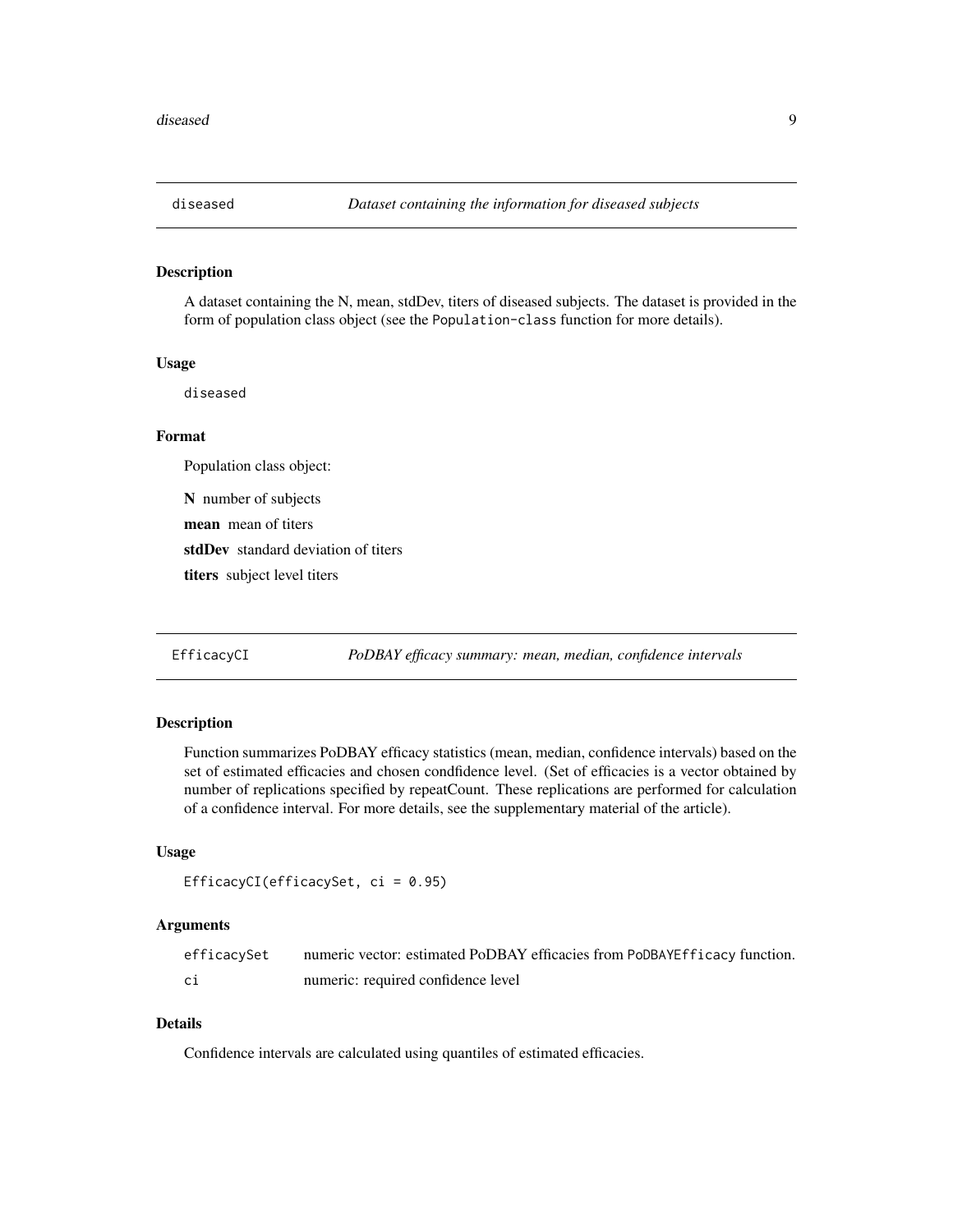## diseased — *Dataset containing the information for diseased subjects*

### Description

A dataset containing the N, mean, stdDev, titers of diseased subjects. The dataset is provided in the form of population class object (see the `Population-class` function for more details).

### Usage

```
diseased
```

### Format

Population class object:

**N** number of subjects

**mean** mean of titers

**stdDev** standard deviation of titers

**titers** subject level titers

## EfficacyCI — *PoDBAY efficacy summary: mean, median, confidence intervals*

### Description

Function summarizes PoDBAY efficacy statistics (mean, median, confidence intervals) based on the set of estimated efficacies and chosen condfidence level. (Set of efficacies is a vector obtained by number of replications specified by repeatCount. These replications are performed for calculation of a confidence interval. For more details, see the supplementary material of the article).

### Usage

```
EfficacyCI(efficacySet, ci = 0.95)
```

### Arguments

| | |
|---|---|
| efficacySet | numeric vector: estimated PoDBAY efficacies from `PoDBAYEfficacy` function. |
| ci | numeric: required confidence level |

### Details

Confidence intervals are calculated using quantiles of estimated efficacies.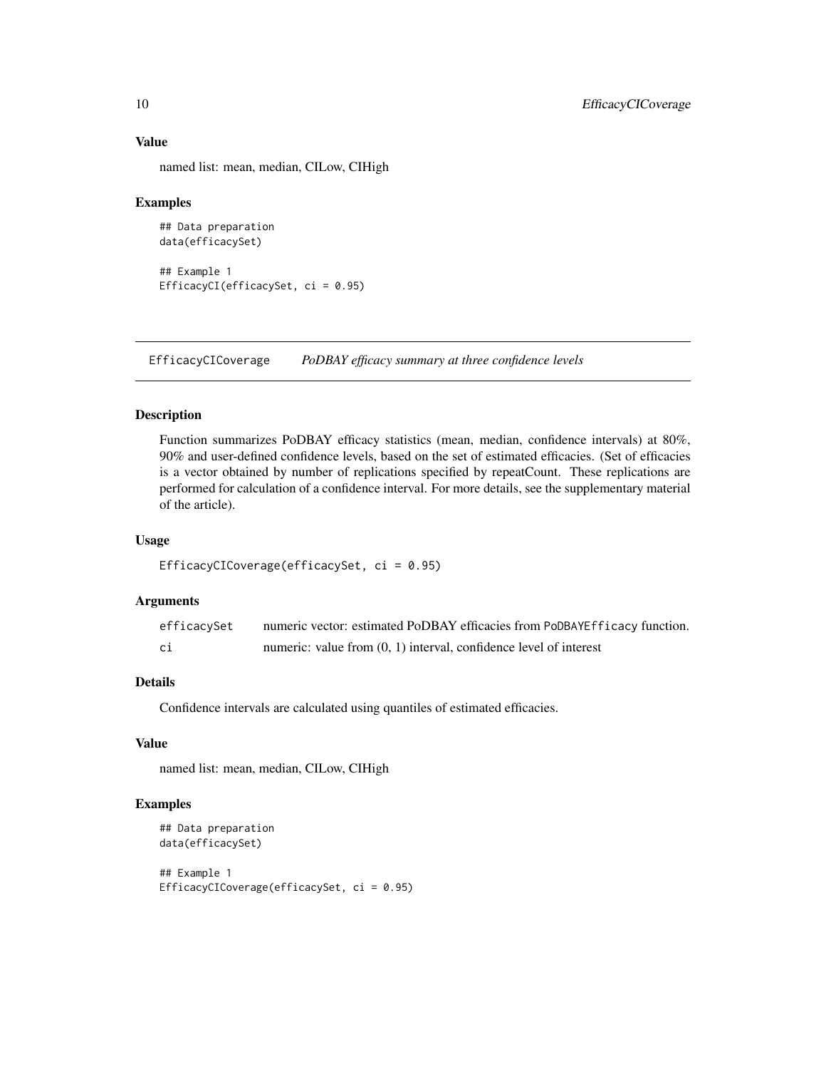### Value

named list: mean, median, CILow, CIHigh

### Examples

```
## Data preparation
data(efficacySet)

## Example 1
EfficacyCI(efficacySet, ci = 0.95)
```

---

## EfficacyCICoverage *PoDBAY efficacy summary at three confidence levels*

---

### Description

Function summarizes PoDBAY efficacy statistics (mean, median, confidence intervals) at 80%, 90% and user-defined confidence levels, based on the set of estimated efficacies. (Set of efficacies is a vector obtained by number of replications specified by repeatCount. These replications are performed for calculation of a confidence interval. For more details, see the supplementary material of the article).

### Usage

```
EfficacyCICoverage(efficacySet, ci = 0.95)
```

### Arguments

| | |
|---|---|
| efficacySet | numeric vector: estimated PoDBAY efficacies from `PoDBAYEfficacy` function. |
| ci | numeric: value from (0, 1) interval, confidence level of interest |

### Details

Confidence intervals are calculated using quantiles of estimated efficacies.

### Value

named list: mean, median, CILow, CIHigh

### Examples

```
## Data preparation
data(efficacySet)

## Example 1
EfficacyCICoverage(efficacySet, ci = 0.95)
```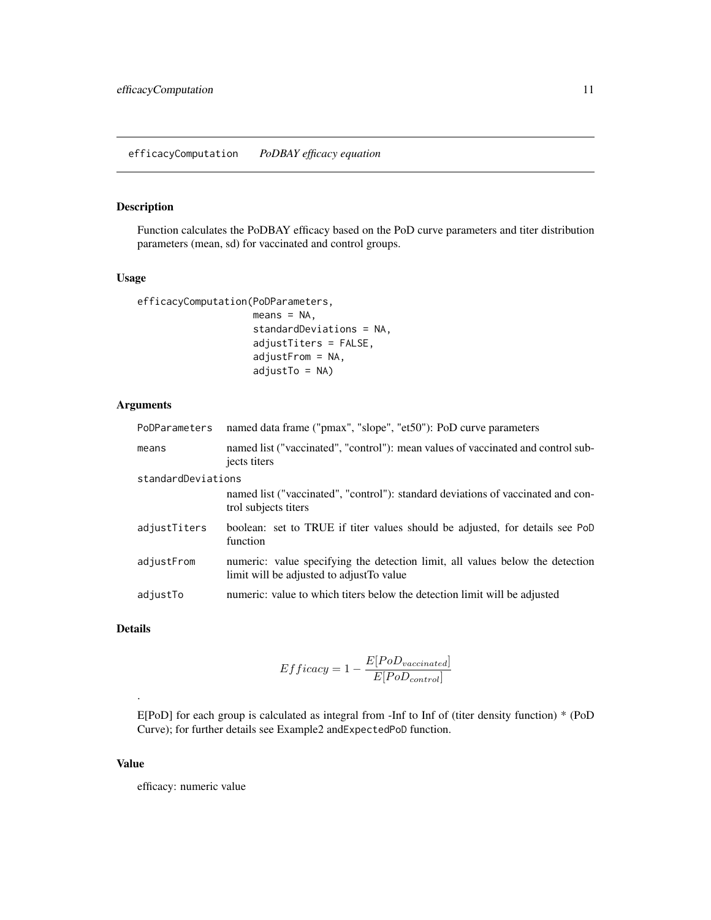## efficacyComputation    *PoDBAY efficacy equation*

### Description

Function calculates the PoDBAY efficacy based on the PoD curve parameters and titer distribution parameters (mean, sd) for vaccinated and control groups.

### Usage

```
efficacyComputation(PoDParameters,
                    means = NA,
                    standardDeviations = NA,
                    adjustTiters = FALSE,
                    adjustFrom = NA,
                    adjustTo = NA)
```

### Arguments

| | |
|---|---|
| `PoDParameters` | named data frame ("pmax", "slope", "et50"): PoD curve parameters |
| `means` | named list ("vaccinated", "control"): mean values of vaccinated and control subjects titers |
| `standardDeviations` | named list ("vaccinated", "control"): standard deviations of vaccinated and control subjects titers |
| `adjustTiters` | boolean: set to TRUE if titer values should be adjusted, for details see `PoD` function |
| `adjustFrom` | numeric: value specifying the detection limit, all values below the detection limit will be adjusted to adjustTo value |
| `adjustTo` | numeric: value to which titers below the detection limit will be adjusted |

### Details

$$Efficacy = 1 - \frac{E[PoD_{vaccinated}]}{E[PoD_{control}]}$$

.

E[PoD] for each group is calculated as integral from -Inf to Inf of (titer density function) * (PoD Curve); for further details see Example2 and`ExpectedPoD` function.

### Value

efficacy: numeric value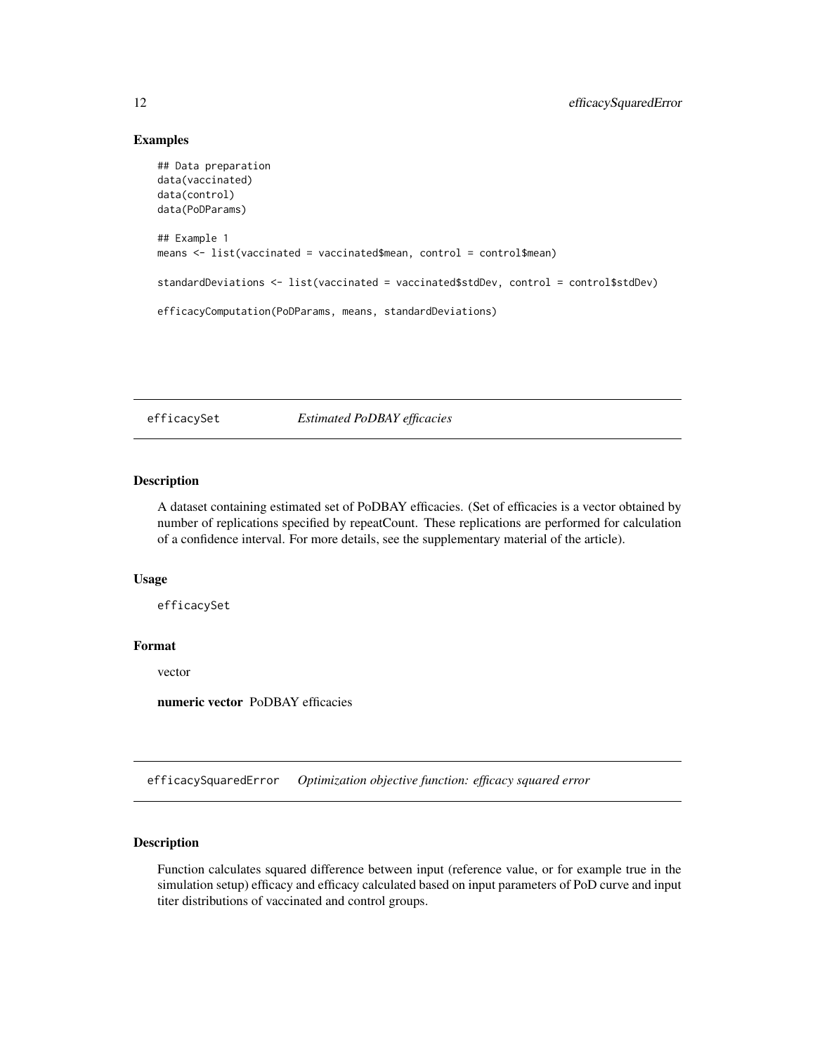## Examples

```
## Data preparation
data(vaccinated)
data(control)
data(PoDParams)

## Example 1
means <- list(vaccinated = vaccinated$mean, control = control$mean)

standardDeviations <- list(vaccinated = vaccinated$stdDev, control = control$stdDev)

efficacyComputation(PoDParams, means, standardDeviations)
```

---

# efficacySet *Estimated PoDBAY efficacies*

## Description

A dataset containing estimated set of PoDBAY efficacies. (Set of efficacies is a vector obtained by number of replications specified by repeatCount. These replications are performed for calculation of a confidence interval. For more details, see the supplementary material of the article).

## Usage

```
efficacySet
```

## Format

vector

**numeric vector** PoDBAY efficacies

---

# efficacySquaredError *Optimization objective function: efficacy squared error*

## Description

Function calculates squared difference between input (reference value, or for example true in the simulation setup) efficacy and efficacy calculated based on input parameters of PoD curve and input titer distributions of vaccinated and control groups.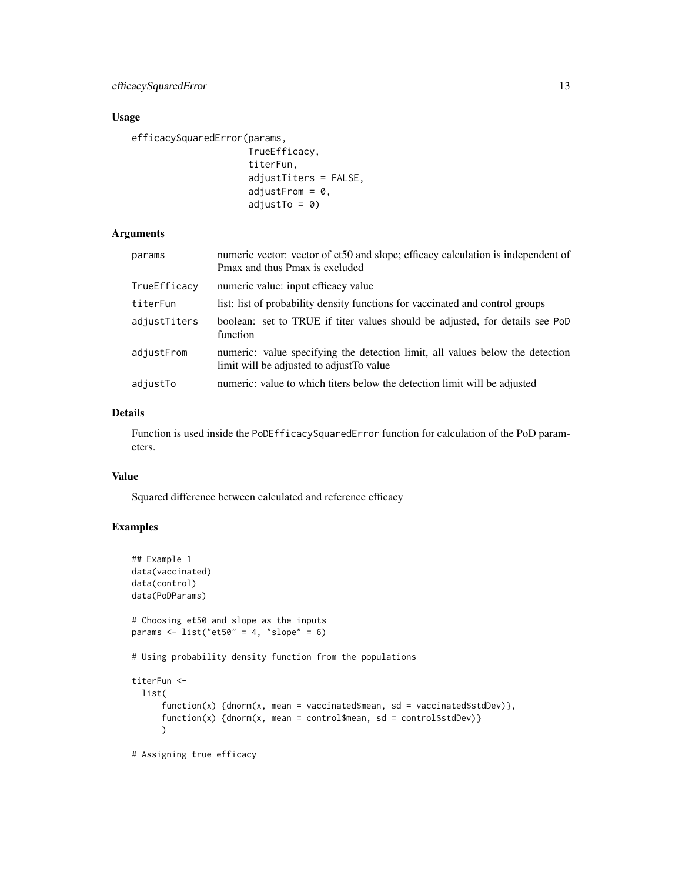### Usage

```
efficacySquaredError(params,
                     TrueEfficacy,
                     titerFun,
                     adjustTiters = FALSE,
                     adjustFrom = 0,
                     adjustTo = 0)
```

### Arguments

| | |
|---|---|
| `params` | numeric vector: vector of et50 and slope; efficacy calculation is independent of Pmax and thus Pmax is excluded |
| `TrueEfficacy` | numeric value: input efficacy value |
| `titerFun` | list: list of probability density functions for vaccinated and control groups |
| `adjustTiters` | boolean: set to TRUE if titer values should be adjusted, for details see `PoD` function |
| `adjustFrom` | numeric: value specifying the detection limit, all values below the detection limit will be adjusted to adjustTo value |
| `adjustTo` | numeric: value to which titers below the detection limit will be adjusted |

### Details

Function is used inside the `PoDEfficacySquaredError` function for calculation of the PoD parameters.

### Value

Squared difference between calculated and reference efficacy

### Examples

```
## Example 1
data(vaccinated)
data(control)
data(PoDParams)

# Choosing et50 and slope as the inputs
params <- list("et50" = 4, "slope" = 6)

# Using probability density function from the populations

titerFun <-
  list(
      function(x) {dnorm(x, mean = vaccinated$mean, sd = vaccinated$stdDev)},
      function(x) {dnorm(x, mean = control$mean, sd = control$stdDev)}
      )

# Assigning true efficacy
```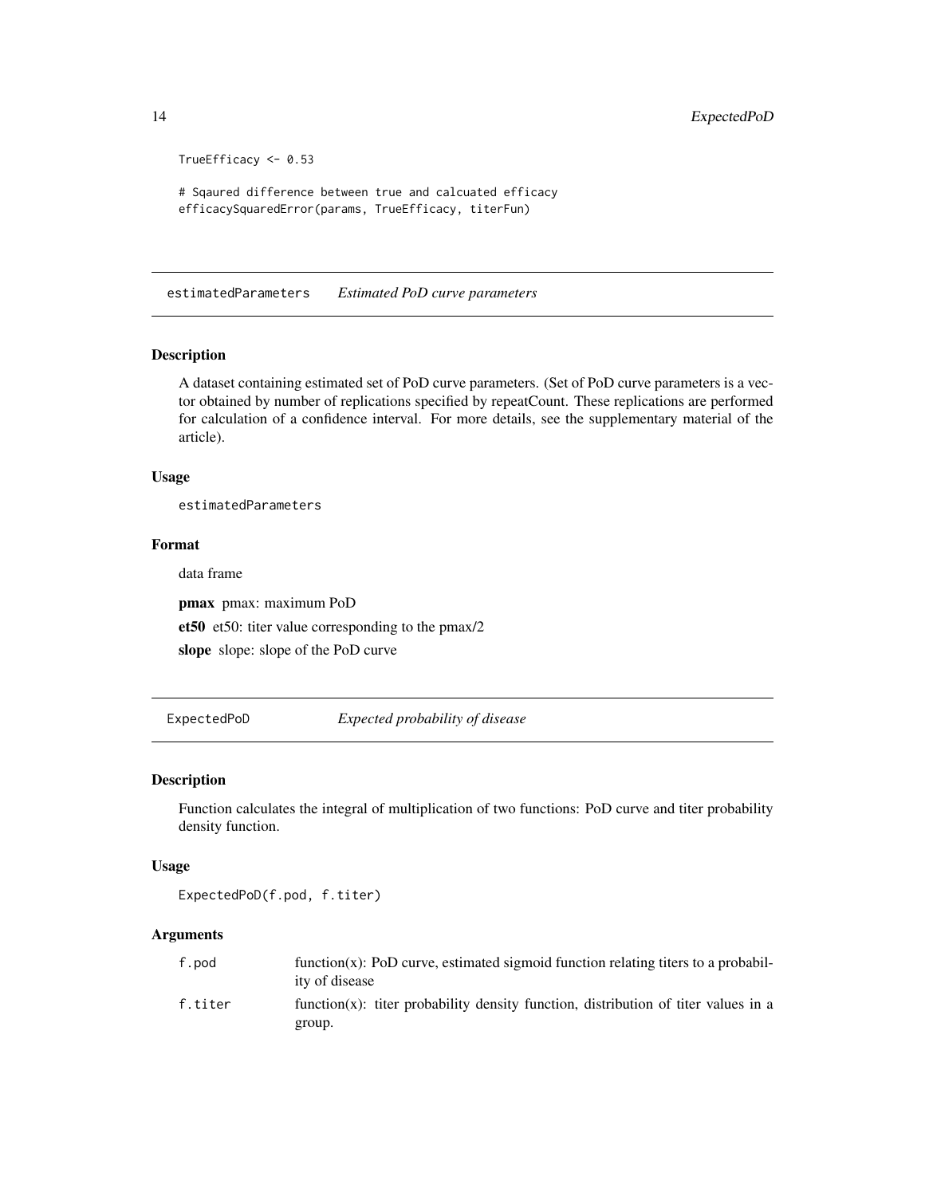```
TrueEfficacy <- 0.53

# Sqaured difference between true and calcuated efficacy
efficacySquaredError(params, TrueEfficacy, titerFun)
```

## estimatedParameters *Estimated PoD curve parameters*

### Description

A dataset containing estimated set of PoD curve parameters. (Set of PoD curve parameters is a vector obtained by number of replications specified by repeatCount. These replications are performed for calculation of a confidence interval. For more details, see the supplementary material of the article).

### Usage

```
estimatedParameters
```

### Format

data frame

**pmax** pmax: maximum PoD

**et50** et50: titer value corresponding to the pmax/2

**slope** slope: slope of the PoD curve

## ExpectedPoD *Expected probability of disease*

### Description

Function calculates the integral of multiplication of two functions: PoD curve and titer probability density function.

### Usage

```
ExpectedPoD(f.pod, f.titer)
```

### Arguments

| | |
|---|---|
| f.pod | function(x): PoD curve, estimated sigmoid function relating titers to a probability of disease |
| f.titer | function(x): titer probability density function, distribution of titer values in a group. |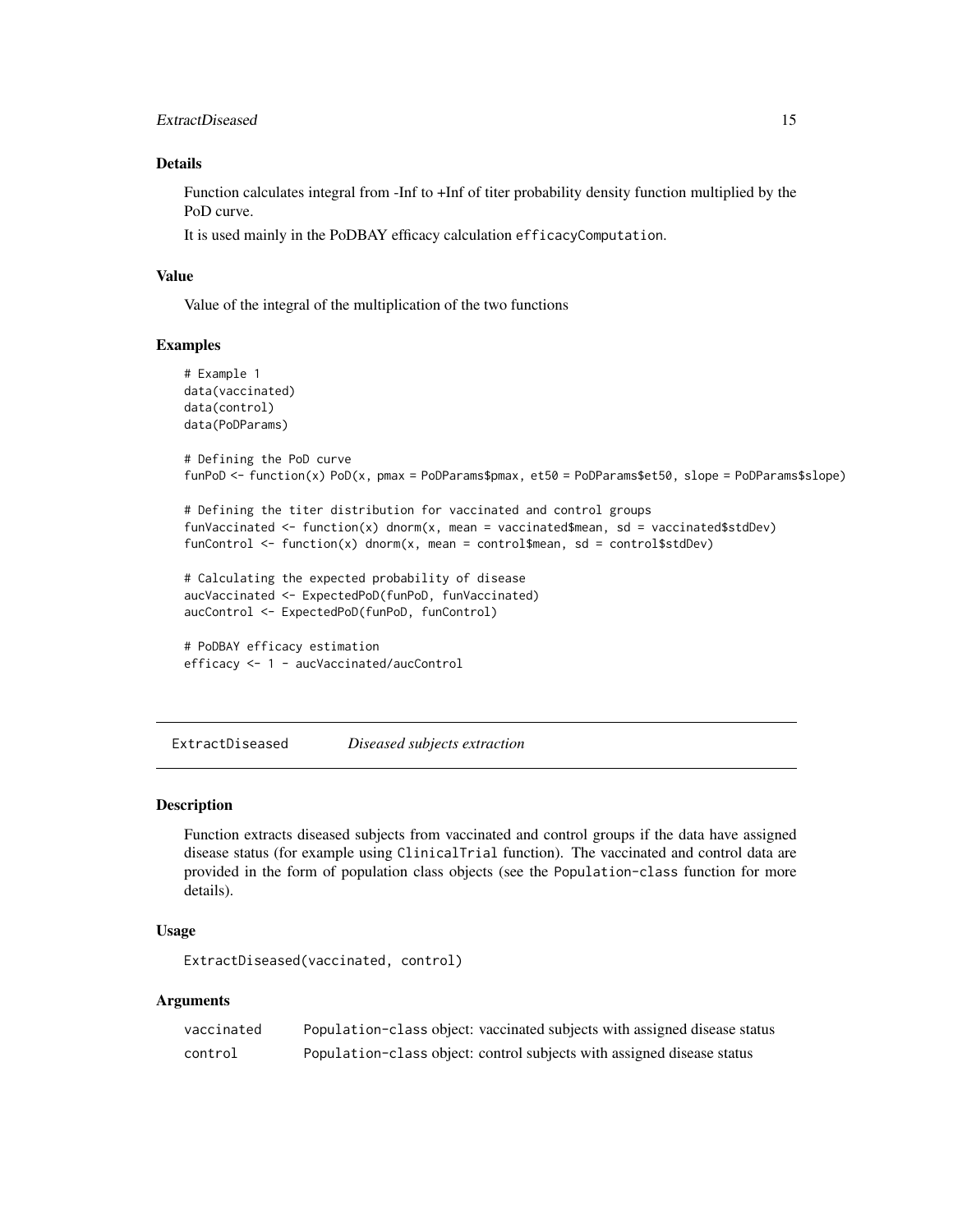## Details

Function calculates integral from -Inf to +Inf of titer probability density function multiplied by the PoD curve.

It is used mainly in the PoDBAY efficacy calculation `efficacyComputation`.

## Value

Value of the integral of the multiplication of the two functions

## Examples

```
# Example 1
data(vaccinated)
data(control)
data(PoDParams)

# Defining the PoD curve
funPoD <- function(x) PoD(x, pmax = PoDParams$pmax, et50 = PoDParams$et50, slope = PoDParams$slope)

# Defining the titer distribution for vaccinated and control groups
funVaccinated <- function(x) dnorm(x, mean = vaccinated$mean, sd = vaccinated$stdDev)
funControl <- function(x) dnorm(x, mean = control$mean, sd = control$stdDev)

# Calculating the expected probability of disease
aucVaccinated <- ExpectedPoD(funPoD, funVaccinated)
aucControl <- ExpectedPoD(funPoD, funControl)

# PoDBAY efficacy estimation
efficacy <- 1 - aucVaccinated/aucControl
```

---

# ExtractDiseased *Diseased subjects extraction*

## Description

Function extracts diseased subjects from vaccinated and control groups if the data have assigned disease status (for example using `ClinicalTrial` function). The vaccinated and control data are provided in the form of population class objects (see the `Population-class` function for more details).

## Usage

```
ExtractDiseased(vaccinated, control)
```

## Arguments

| | |
|---|---|
| `vaccinated` | `Population-class` object: vaccinated subjects with assigned disease status |
| `control` | `Population-class` object: control subjects with assigned disease status |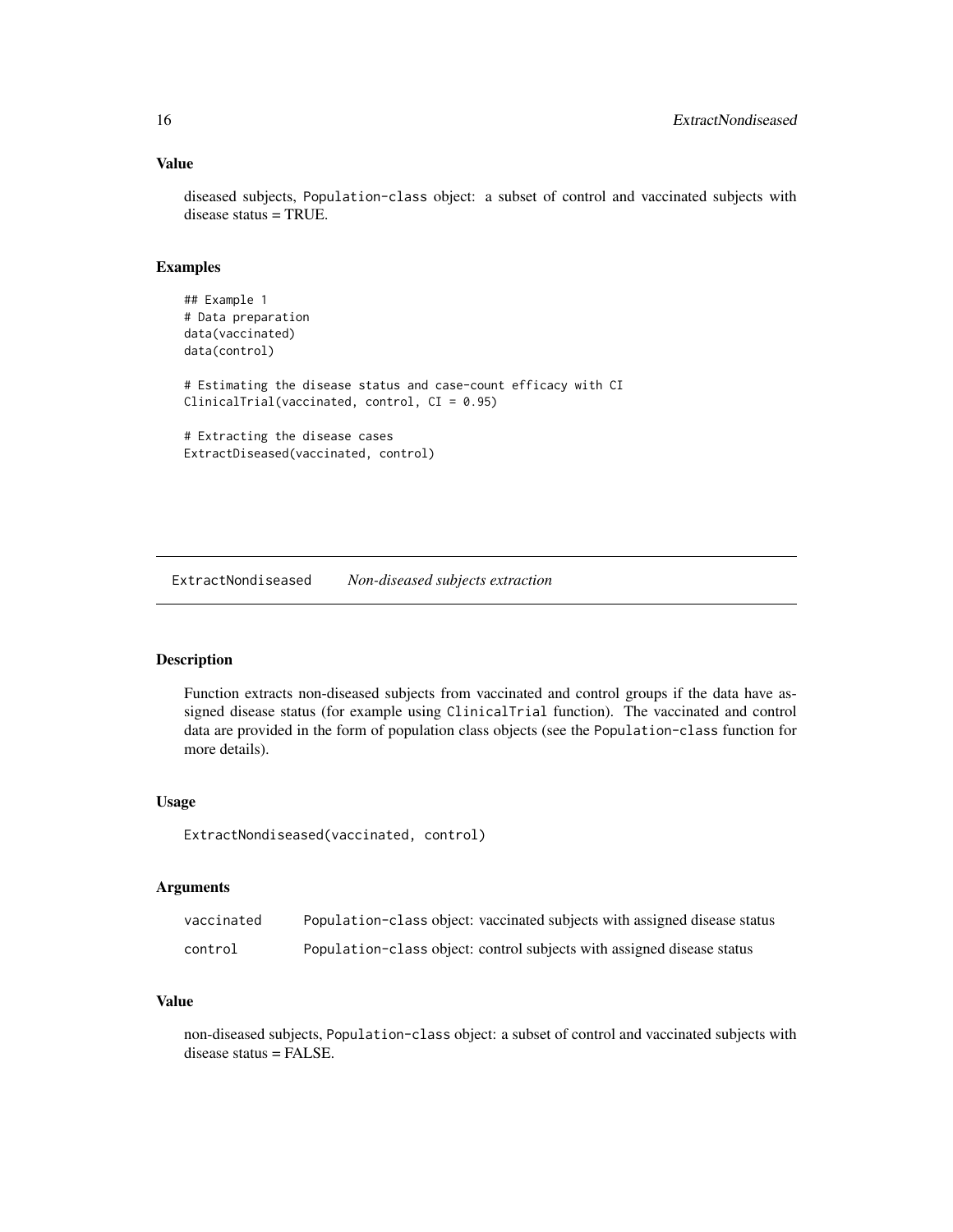### Value

diseased subjects, Population-class object: a subset of control and vaccinated subjects with disease status = TRUE.

### Examples

```
## Example 1
# Data preparation
data(vaccinated)
data(control)

# Estimating the disease status and case-count efficacy with CI
ClinicalTrial(vaccinated, control, CI = 0.95)

# Extracting the disease cases
ExtractDiseased(vaccinated, control)
```

---

## ExtractNondiseased *Non-diseased subjects extraction*

---

### Description

Function extracts non-diseased subjects from vaccinated and control groups if the data have assigned disease status (for example using ClinicalTrial function). The vaccinated and control data are provided in the form of population class objects (see the Population-class function for more details).

### Usage

```
ExtractNondiseased(vaccinated, control)
```

### Arguments

| | |
|---|---|
| vaccinated | Population-class object: vaccinated subjects with assigned disease status |
| control | Population-class object: control subjects with assigned disease status |

### Value

non-diseased subjects, Population-class object: a subset of control and vaccinated subjects with disease status = FALSE.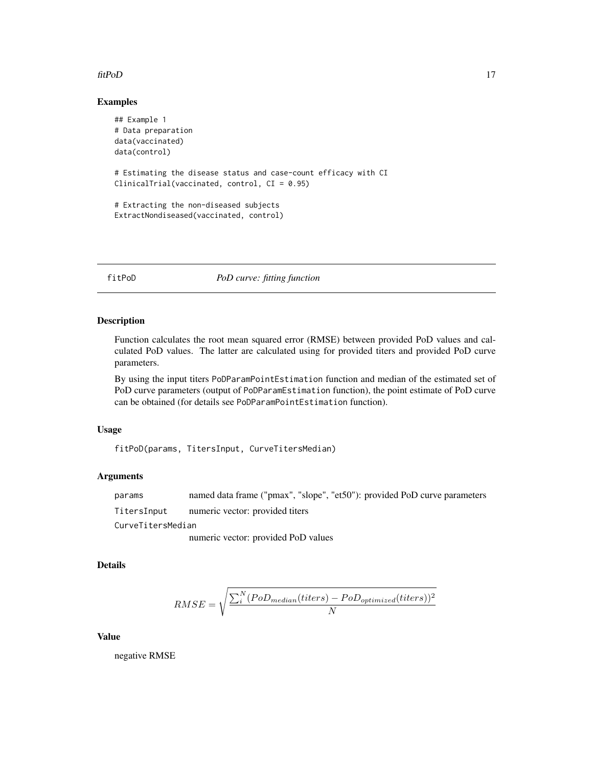### Examples

```
## Example 1
# Data preparation
data(vaccinated)
data(control)

# Estimating the disease status and case-count efficacy with CI
ClinicalTrial(vaccinated, control, CI = 0.95)

# Extracting the non-diseased subjects
ExtractNondiseased(vaccinated, control)
```

## fitPoD *PoD curve: fitting function*

### Description

Function calculates the root mean squared error (RMSE) between provided PoD values and calculated PoD values. The latter are calculated using for provided titers and provided PoD curve parameters.

By using the input titers `PoDParamPointEstimation` function and median of the estimated set of PoD curve parameters (output of `PoDParamEstimation` function), the point estimate of PoD curve can be obtained (for details see `PoDParamPointEstimation` function).

### Usage

```
fitPoD(params, TitersInput, CurveTitersMedian)
```

### Arguments

| | |
|---|---|
| `params` | named data frame ("pmax", "slope", "et50"): provided PoD curve parameters |
| `TitersInput` | numeric vector: provided titers |
| `CurveTitersMedian` | numeric vector: provided PoD values |

### Details

$$RMSE = \sqrt{\frac{\sum_i^N (PoD_{median}(titers) - PoD_{optimized}(titers))^2}{N}}$$

### Value

negative RMSE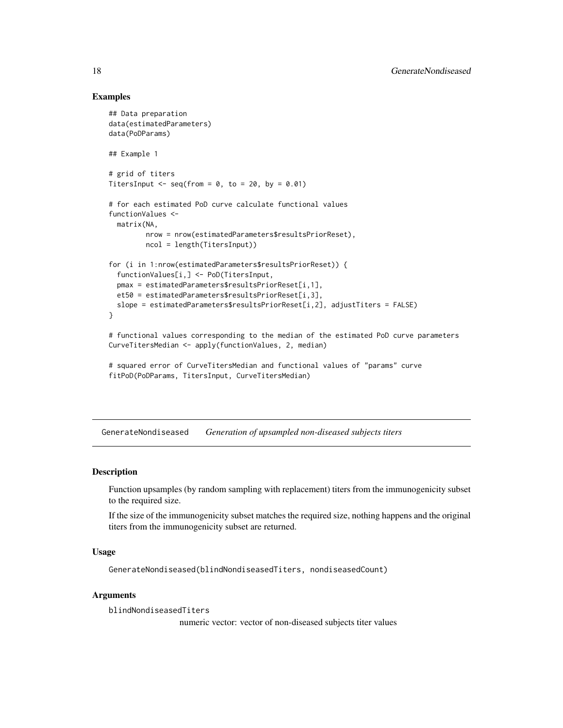### Examples

```
## Data preparation
data(estimatedParameters)
data(PoDParams)

## Example 1

# grid of titers
TitersInput <- seq(from = 0, to = 20, by = 0.01)

# for each estimated PoD curve calculate functional values
functionValues <-
  matrix(NA,
         nrow = nrow(estimatedParameters$resultsPriorReset),
         ncol = length(TitersInput))

for (i in 1:nrow(estimatedParameters$resultsPriorReset)) {
  functionValues[i,] <- PoD(TitersInput,
  pmax = estimatedParameters$resultsPriorReset[i,1],
  et50 = estimatedParameters$resultsPriorReset[i,3],
  slope = estimatedParameters$resultsPriorReset[i,2], adjustTiters = FALSE)
}

# functional values corresponding to the median of the estimated PoD curve parameters
CurveTitersMedian <- apply(functionValues, 2, median)

# squared error of CurveTitersMedian and functional values of "params" curve
fitPoD(PoDParams, TitersInput, CurveTitersMedian)
```

---

## GenerateNondiseased *Generation of upsampled non-diseased subjects titers*

### Description

Function upsamples (by random sampling with replacement) titers from the immunogenicity subset to the required size.

If the size of the immunogenicity subset matches the required size, nothing happens and the original titers from the immunogenicity subset are returned.

### Usage

```
GenerateNondiseased(blindNondiseasedTiters, nondiseasedCount)
```

### Arguments

`blindNondiseasedTiters`
: numeric vector: vector of non-diseased subjects titer values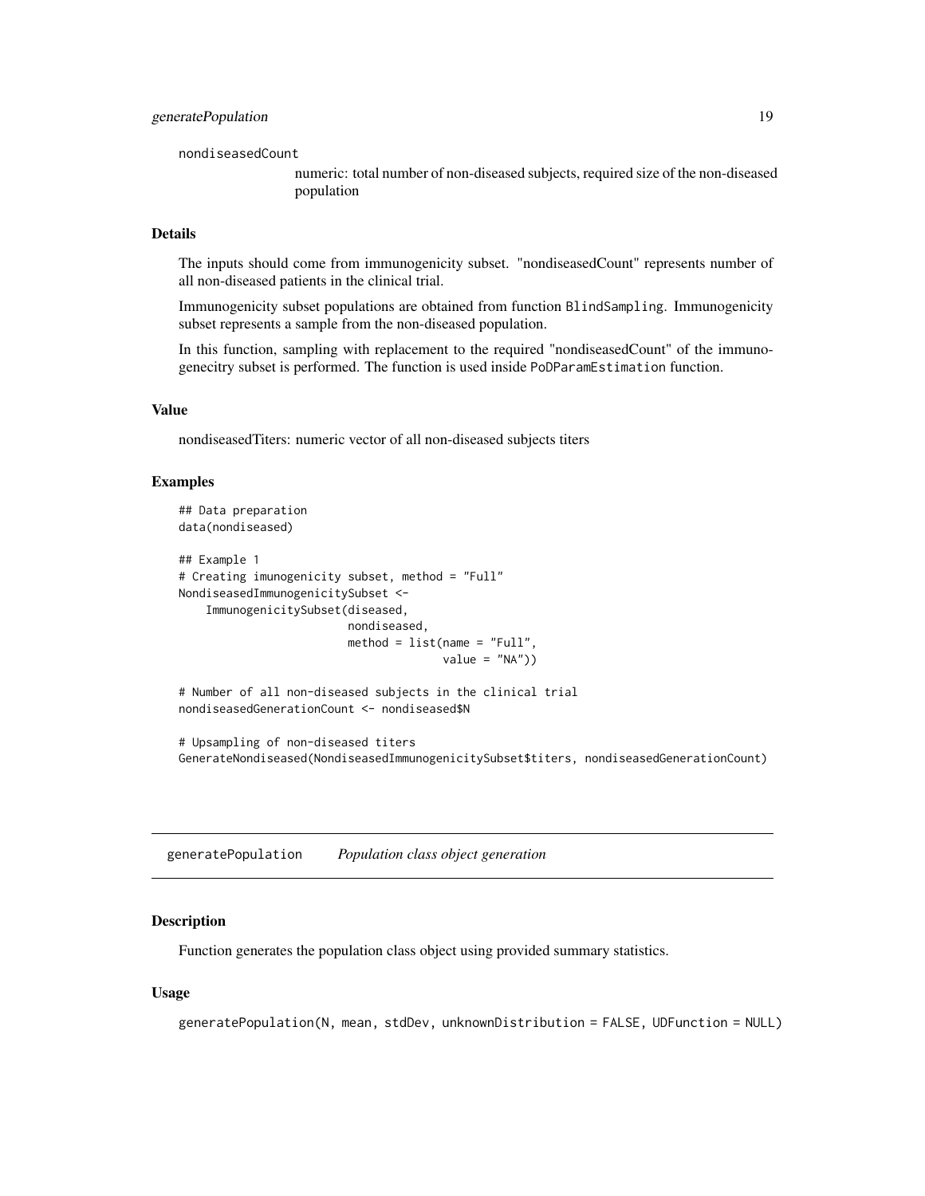nondiseasedCount

numeric: total number of non-diseased subjects, required size of the non-diseased population

### Details

The inputs should come from immunogenicity subset. "nondiseasedCount" represents number of all non-diseased patients in the clinical trial.

Immunogenicity subset populations are obtained from function `BlindSampling`. Immunogenicity subset represents a sample from the non-diseased population.

In this function, sampling with replacement to the required "nondiseasedCount" of the immunogenecitry subset is performed. The function is used inside `PoDParamEstimation` function.

### Value

nondiseasedTiters: numeric vector of all non-diseased subjects titers

### Examples

```
## Data preparation
data(nondiseased)

## Example 1
# Creating imunogenicity subset, method = "Full"
NondiseasedImmunogenicitySubset <-
    ImmunogenicitySubset(diseased,
                         nondiseased,
                         method = list(name = "Full",
                                       value = "NA"))

# Number of all non-diseased subjects in the clinical trial
nondiseasedGenerationCount <- nondiseased$N

# Upsampling of non-diseased titers
GenerateNondiseased(NondiseasedImmunogenicitySubset$titers, nondiseasedGenerationCount)
```

---

## generatePopulation *Population class object generation*

### Description

Function generates the population class object using provided summary statistics.

### Usage

```
generatePopulation(N, mean, stdDev, unknownDistribution = FALSE, UDFunction = NULL)
```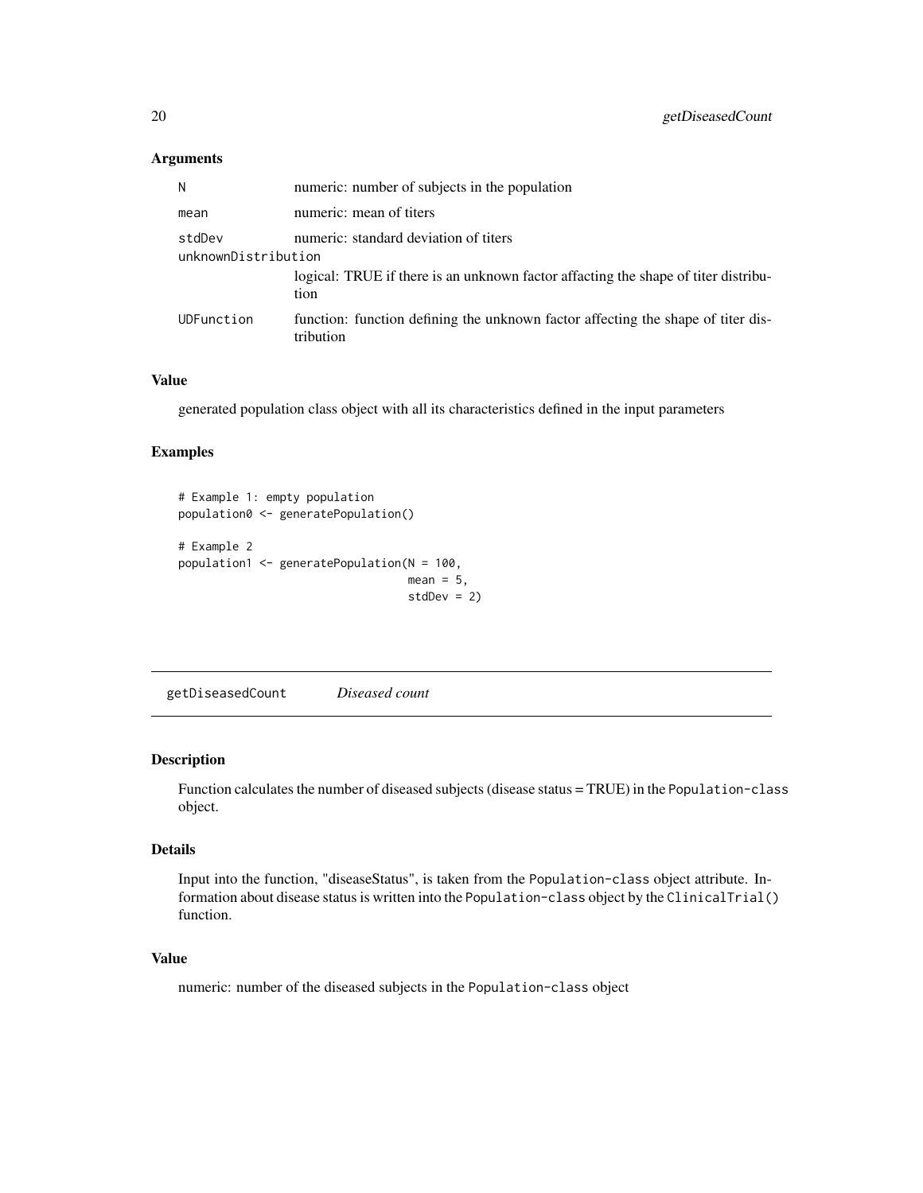### Arguments

| | |
|---|---|
| N | numeric: number of subjects in the population |
| mean | numeric: mean of titers |
| stdDev | numeric: standard deviation of titers |
| unknownDistribution | logical: TRUE if there is an unknown factor affacting the shape of titer distribution |
| UDFunction | function: function defining the unknown factor affecting the shape of titer distribution |

### Value

generated population class object with all its characteristics defined in the input parameters

### Examples

```
# Example 1: empty population
population0 <- generatePopulation()

# Example 2
population1 <- generatePopulation(N = 100,
                                  mean = 5,
                                  stdDev = 2)
```

## getDiseasedCount *Diseased count*

### Description

Function calculates the number of diseased subjects (disease status = TRUE) in the Population-class object.

### Details

Input into the function, "diseaseStatus", is taken from the Population-class object attribute. Information about disease status is written into the Population-class object by the ClinicalTrial() function.

### Value

numeric: number of the diseased subjects in the Population-class object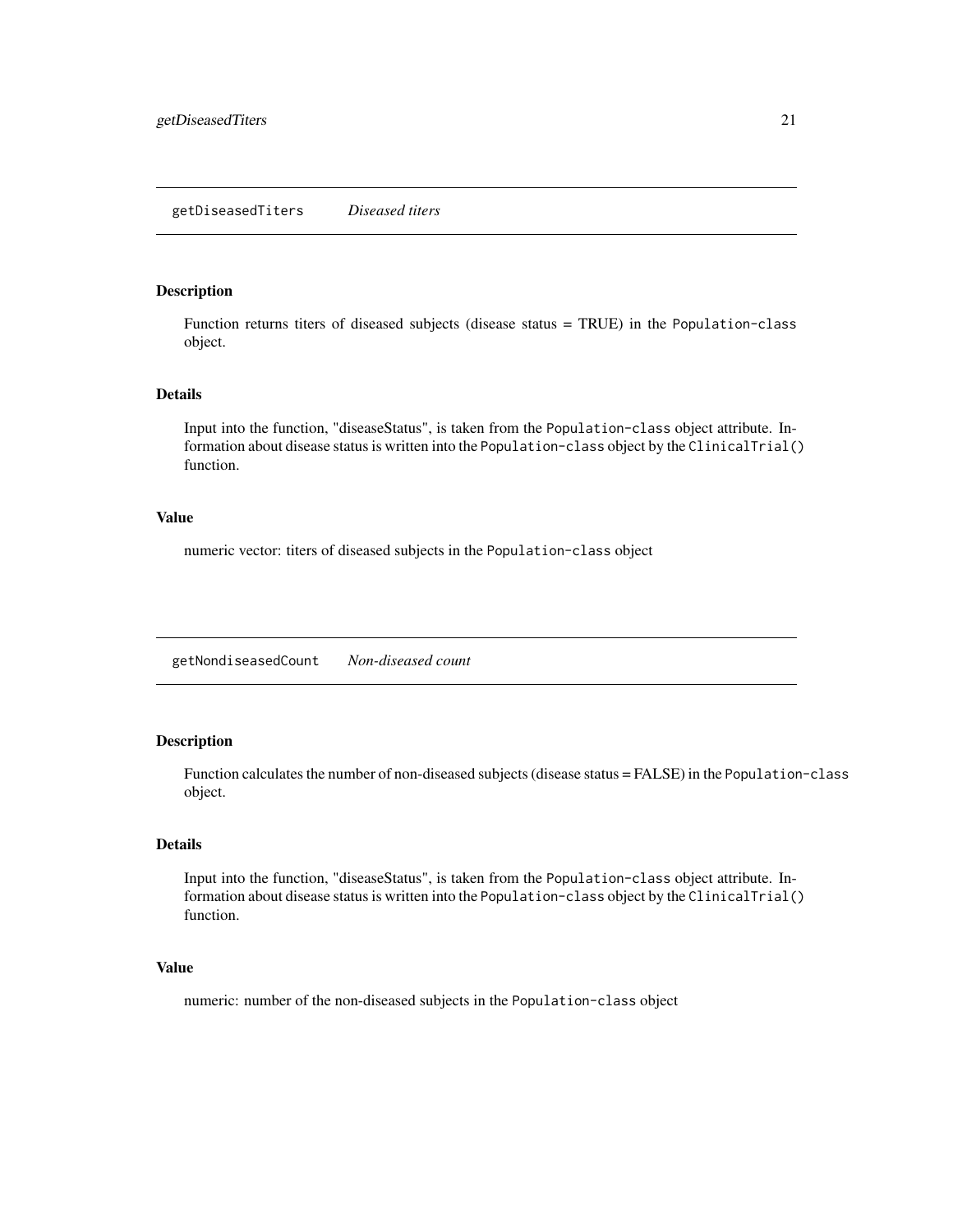## getDiseasedTiters *Diseased titers*

### Description

Function returns titers of diseased subjects (disease status = TRUE) in the `Population-class` object.

### Details

Input into the function, "diseaseStatus", is taken from the `Population-class` object attribute. Information about disease status is written into the `Population-class` object by the `ClinicalTrial()` function.

### Value

numeric vector: titers of diseased subjects in the `Population-class` object

## getNondiseasedCount *Non-diseased count*

### Description

Function calculates the number of non-diseased subjects (disease status = FALSE) in the `Population-class` object.

### Details

Input into the function, "diseaseStatus", is taken from the `Population-class` object attribute. Information about disease status is written into the `Population-class` object by the `ClinicalTrial()` function.

### Value

numeric: number of the non-diseased subjects in the `Population-class` object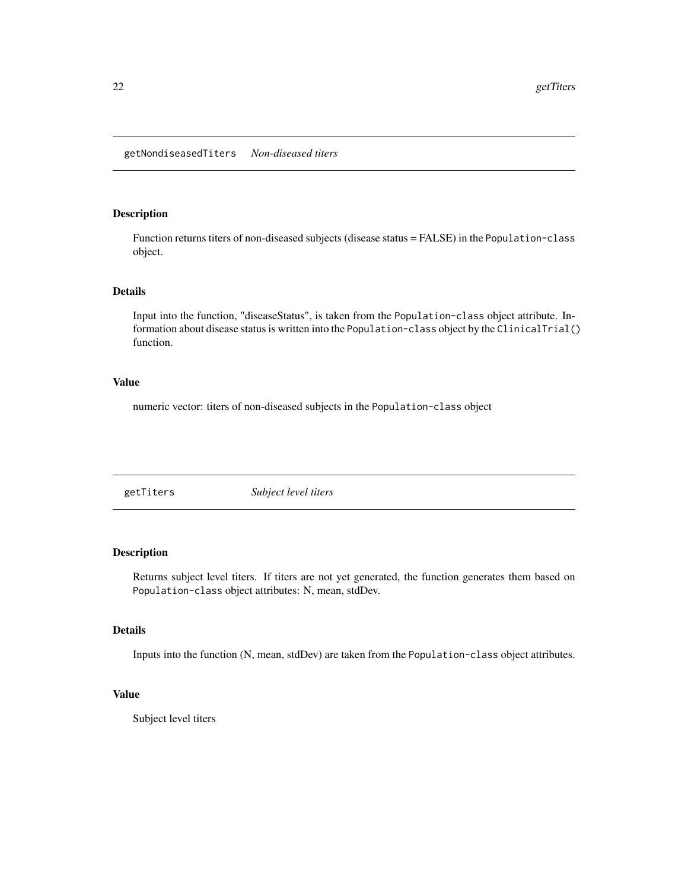## getNondiseasedTiters *Non-diseased titers*

### Description

Function returns titers of non-diseased subjects (disease status = FALSE) in the `Population-class` object.

### Details

Input into the function, "diseaseStatus", is taken from the `Population-class` object attribute. Information about disease status is written into the `Population-class` object by the `ClinicalTrial()` function.

### Value

numeric vector: titers of non-diseased subjects in the `Population-class` object

## getTiters *Subject level titers*

### Description

Returns subject level titers. If titers are not yet generated, the function generates them based on `Population-class` object attributes: N, mean, stdDev.

### Details

Inputs into the function (N, mean, stdDev) are taken from the `Population-class` object attributes.

### Value

Subject level titers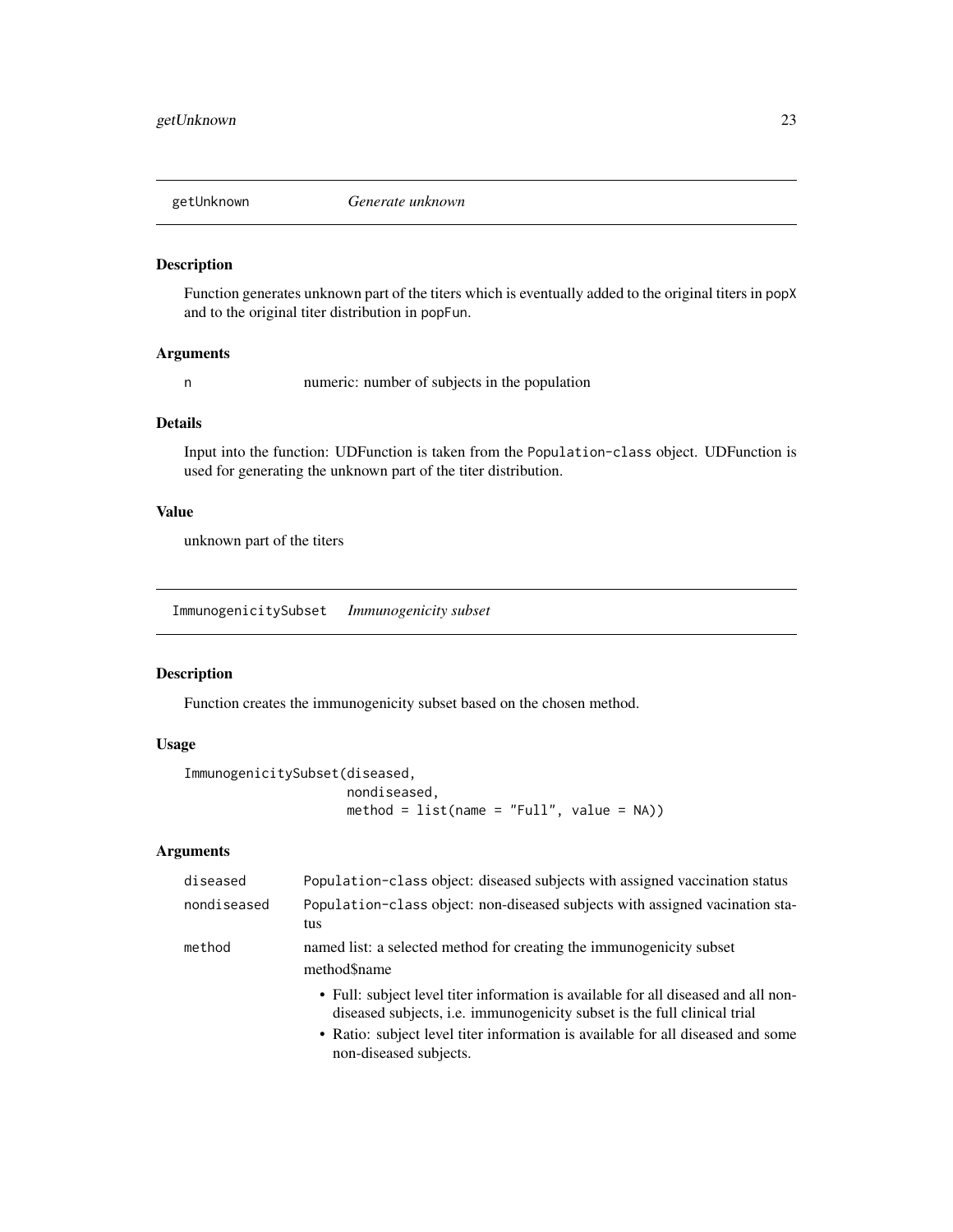## getUnknown *Generate unknown*

### Description

Function generates unknown part of the titers which is eventually added to the original titers in `popX` and to the original titer distribution in `popFun`.

### Arguments

| | |
|---|---|
| `n` | numeric: number of subjects in the population |

### Details

Input into the function: UDFunction is taken from the `Population-class` object. UDFunction is used for generating the unknown part of the titer distribution.

### Value

unknown part of the titers

## ImmunogenicitySubset *Immunogenicity subset*

### Description

Function creates the immunogenicity subset based on the chosen method.

### Usage

```
ImmunogenicitySubset(diseased,
                     nondiseased,
                     method = list(name = "Full", value = NA))
```

### Arguments

`diseased` — `Population-class` object: diseased subjects with assigned vaccination status

`nondiseased` — `Population-class` object: non-diseased subjects with assigned vacination status

`method` — named list: a selected method for creating the immunogenicity subset

method$name

- Full: subject level titer information is available for all diseased and all non-diseased subjects, i.e. immunogenicity subset is the full clinical trial
- Ratio: subject level titer information is available for all diseased and some non-diseased subjects.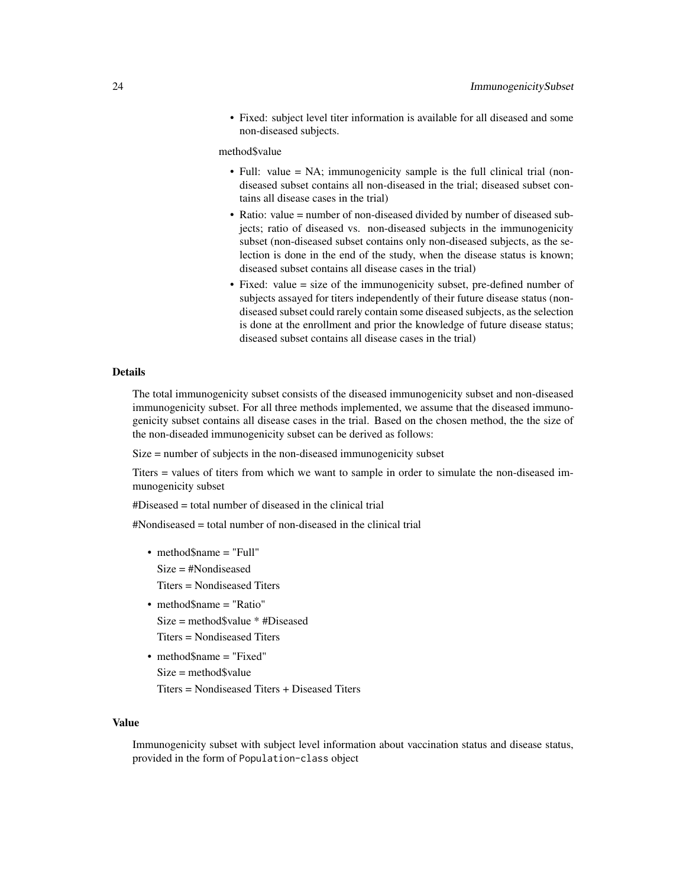- Fixed: subject level titer information is available for all diseased and some non-diseased subjects.

method$value

- Full: value = NA; immunogenicity sample is the full clinical trial (non-diseased subset contains all non-diseased in the trial; diseased subset contains all disease cases in the trial)
- Ratio: value = number of non-diseased divided by number of diseased subjects; ratio of diseased vs. non-diseased subjects in the immunogenicity subset (non-diseased subset contains only non-diseased subjects, as the selection is done in the end of the study, when the disease status is known; diseased subset contains all disease cases in the trial)
- Fixed: value = size of the immunogenicity subset, pre-defined number of subjects assayed for titers independently of their future disease status (non-diseased subset could rarely contain some diseased subjects, as the selection is done at the enrollment and prior the knowledge of future disease status; diseased subset contains all disease cases in the trial)

## Details

The total immunogenicity subset consists of the diseased immunogenicity subset and non-diseased immunogenicity subset. For all three methods implemented, we assume that the diseased immunogenicity subset contains all disease cases in the trial. Based on the chosen method, the the size of the non-diseaded immunogenicity subset can be derived as follows:

Size = number of subjects in the non-diseased immunogenicity subset

Titers = values of titers from which we want to sample in order to simulate the non-diseased immunogenicity subset

#Diseased = total number of diseased in the clinical trial

#Nondiseased = total number of non-diseased in the clinical trial

- method$name = "Full"
  Size = #Nondiseased
  Titers = Nondiseased Titers
- method$name = "Ratio"
  Size = method$value * #Diseased
  Titers = Nondiseased Titers
- method$name = "Fixed"
  Size = method$value
  Titers = Nondiseased Titers + Diseased Titers

## Value

Immunogenicity subset with subject level information about vaccination status and disease status, provided in the form of `Population-class` object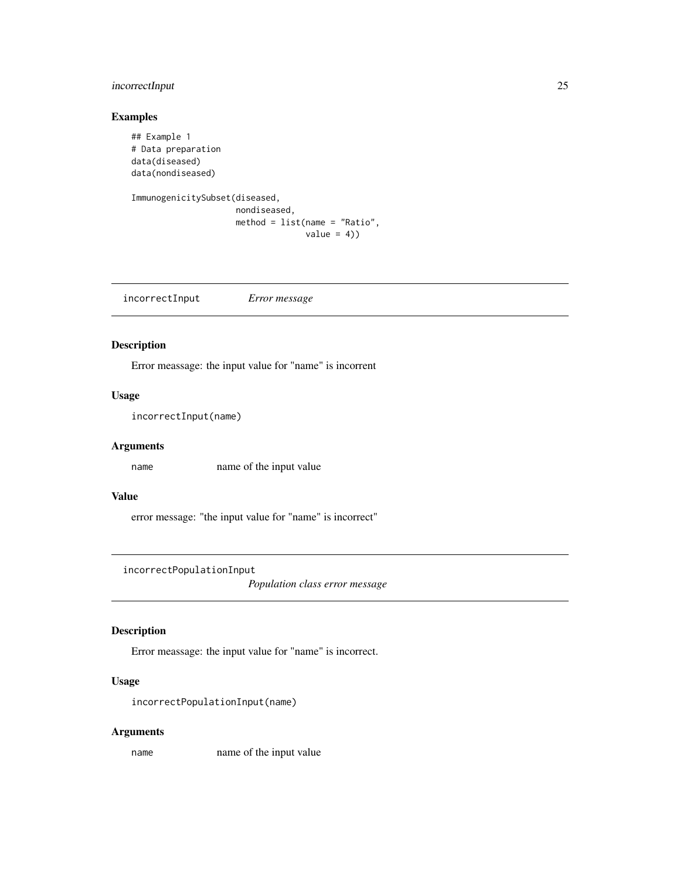### Examples

```
## Example 1
# Data preparation
data(diseased)
data(nondiseased)

ImmunogenicitySubset(diseased,
                     nondiseased,
                     method = list(name = "Ratio",
                                   value = 4))
```

---

## incorrectInput *Error message*

---

### Description

Error meassage: the input value for "name" is incorrent

### Usage

```
incorrectInput(name)
```

### Arguments

| | |
|---|---|
| `name` | name of the input value |

### Value

error message: "the input value for "name" is incorrect"

---

## incorrectPopulationInput *Population class error message*

---

### Description

Error meassage: the input value for "name" is incorrect.

### Usage

```
incorrectPopulationInput(name)
```

### Arguments

| | |
|---|---|
| `name` | name of the input value |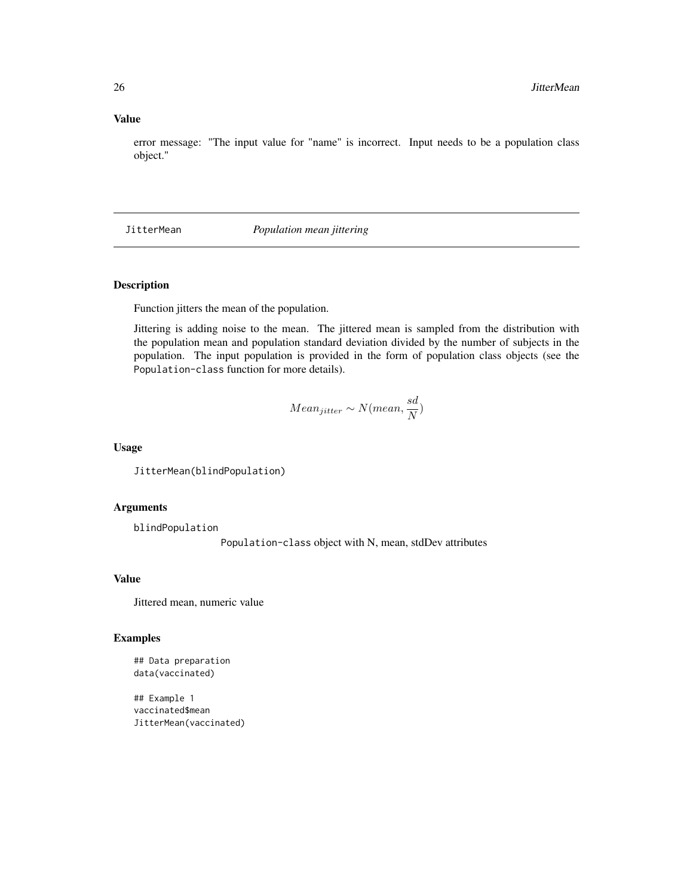### Value

error message: "The input value for "name" is incorrect. Input needs to be a population class object."

---

## JitterMean *Population mean jittering*

---

### Description

Function jitters the mean of the population.

Jittering is adding noise to the mean. The jittered mean is sampled from the distribution with the population mean and population standard deviation divided by the number of subjects in the population. The input population is provided in the form of population class objects (see the `Population-class` function for more details).

$$Mean_{jitter} \sim N(mean, \frac{sd}{N})$$

### Usage

```
JitterMean(blindPopulation)
```

### Arguments

`blindPopulation`
`Population-class` object with N, mean, stdDev attributes

### Value

Jittered mean, numeric value

### Examples

```
## Data preparation
data(vaccinated)

## Example 1
vaccinated$mean
JitterMean(vaccinated)
```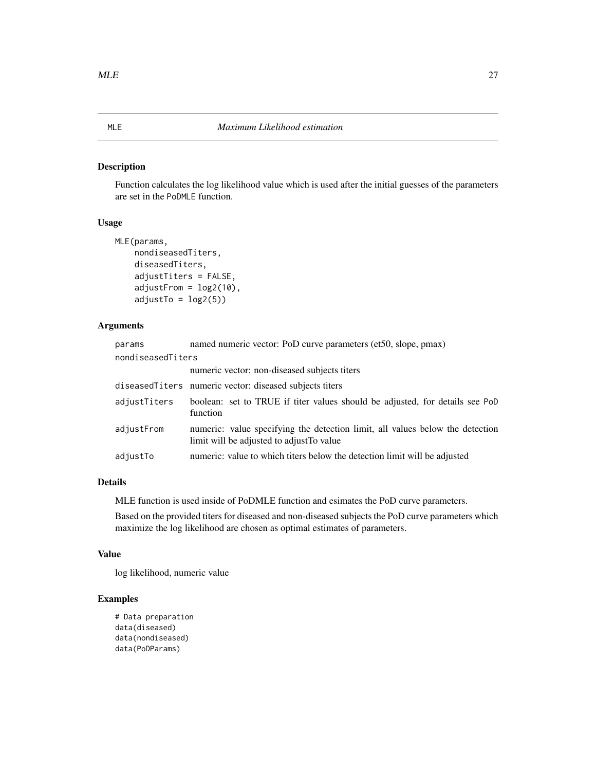# MLE — *Maximum Likelihood estimation*

## Description

Function calculates the log likelihood value which is used after the initial guesses of the parameters are set in the `PoDMLE` function.

## Usage

```
MLE(params,
    nondiseasedTiters,
    diseasedTiters,
    adjustTiters = FALSE,
    adjustFrom = log2(10),
    adjustTo = log2(5))
```

## Arguments

| Argument | Description |
|---|---|
| `params` | named numeric vector: PoD curve parameters (et50, slope, pmax) |
| `nondiseasedTiters` | numeric vector: non-diseased subjects titers |
| `diseasedTiters` | numeric vector: diseased subjects titers |
| `adjustTiters` | boolean: set to TRUE if titer values should be adjusted, for details see `PoD` function |
| `adjustFrom` | numeric: value specifying the detection limit, all values below the detection limit will be adjusted to adjustTo value |
| `adjustTo` | numeric: value to which titers below the detection limit will be adjusted |

## Details

MLE function is used inside of PoDMLE function and esimates the PoD curve parameters.

Based on the provided titers for diseased and non-diseased subjects the PoD curve parameters which maximize the log likelihood are chosen as optimal estimates of parameters.

## Value

log likelihood, numeric value

## Examples

```
# Data preparation
data(diseased)
data(nondiseased)
data(PoDParams)
```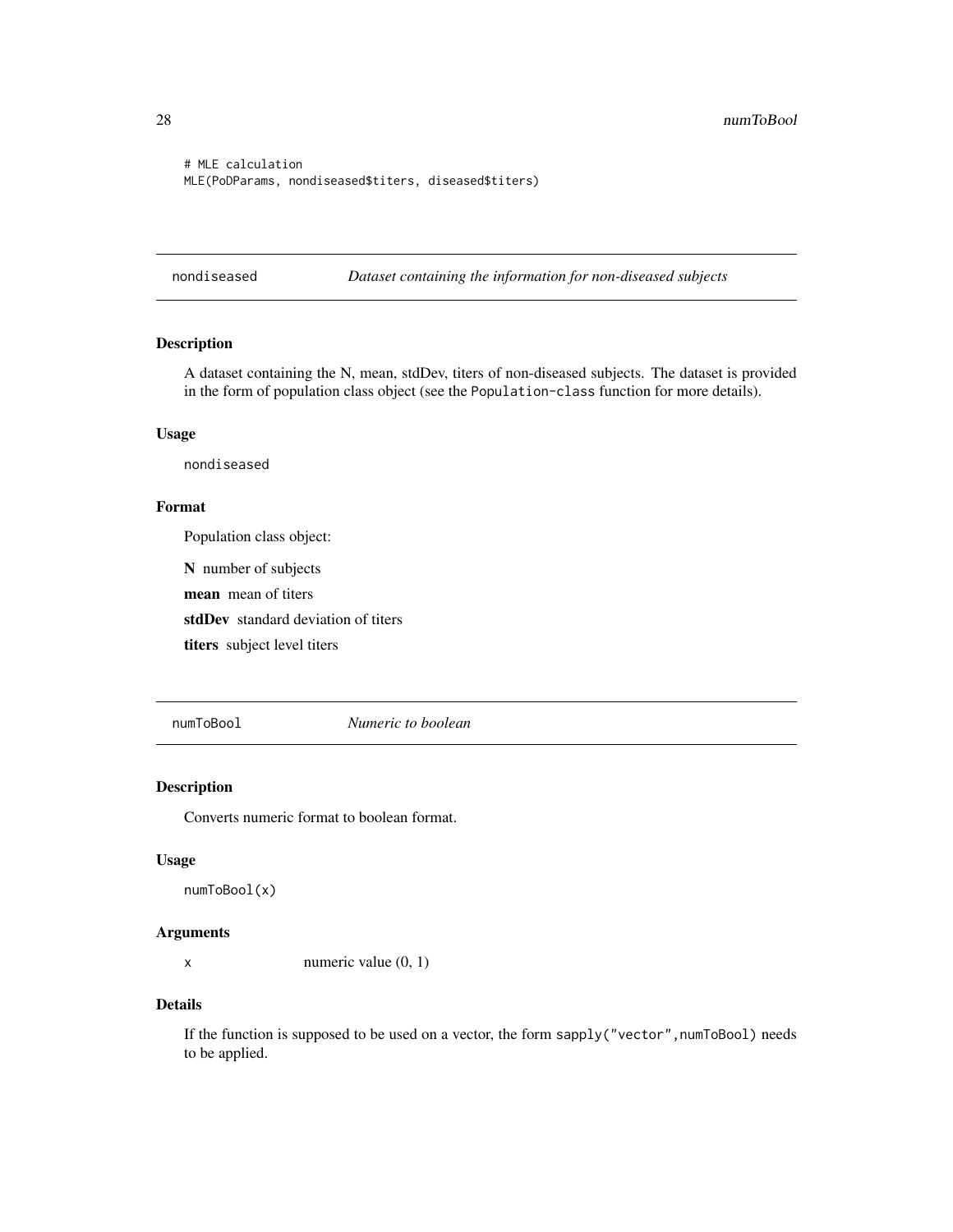```
# MLE calculation
MLE(PoDParams, nondiseased$titers, diseased$titers)
```

## nondiseased — *Dataset containing the information for non-diseased subjects*

### Description

A dataset containing the N, mean, stdDev, titers of non-diseased subjects. The dataset is provided in the form of population class object (see the `Population-class` function for more details).

### Usage

```
nondiseased
```

### Format

Population class object:

**N** number of subjects

**mean** mean of titers

**stdDev** standard deviation of titers

**titers** subject level titers

## numToBool — *Numeric to boolean*

### Description

Converts numeric format to boolean format.

### Usage

```
numToBool(x)
```

### Arguments

| | |
|---|---|
| x | numeric value (0, 1) |

### Details

If the function is supposed to be used on a vector, the form `sapply("vector",numToBool)` needs to be applied.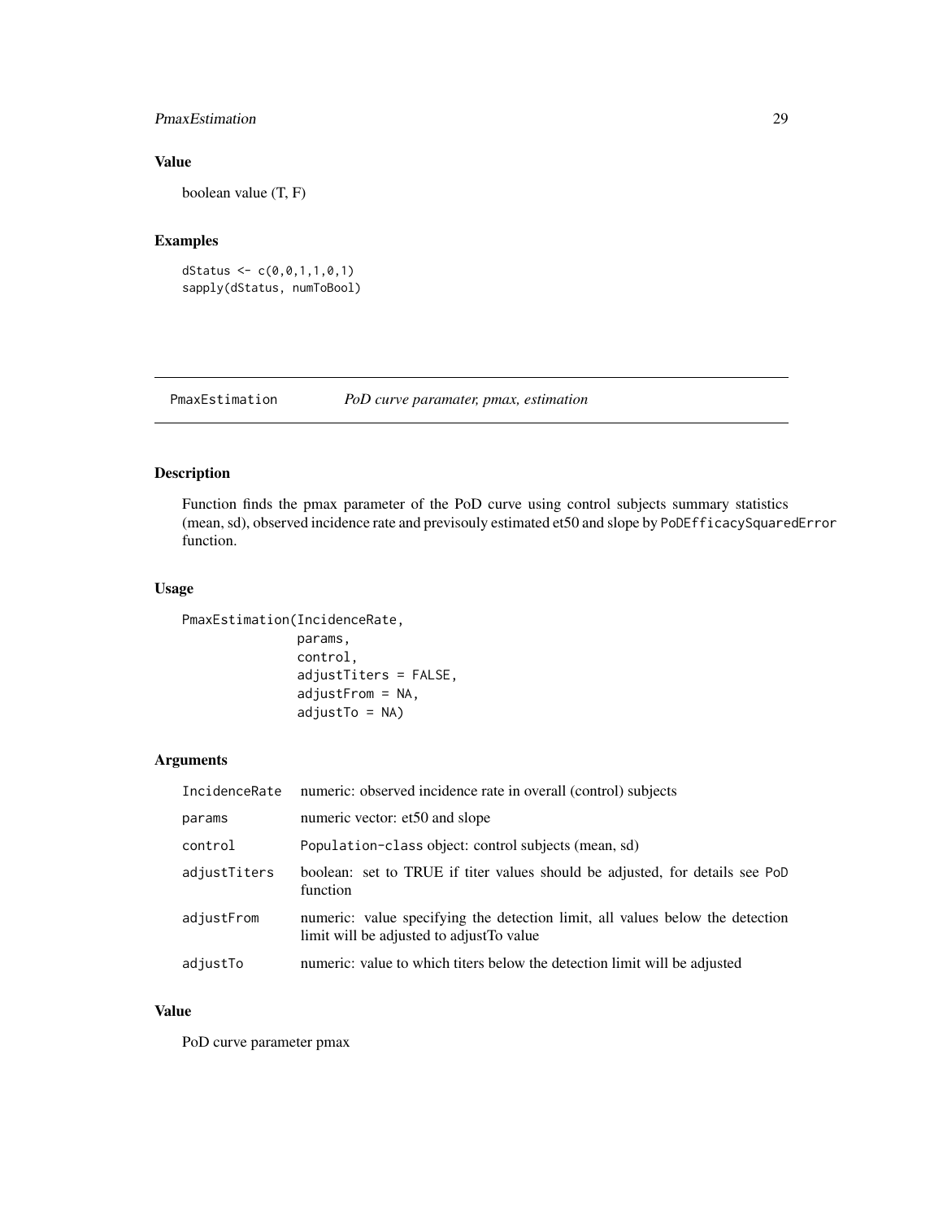### Value

boolean value (T, F)

### Examples

```
dStatus <- c(0,0,1,1,0,1)
sapply(dStatus, numToBool)
```

---

## PmaxEstimation *PoD curve paramater, pmax, estimation*

### Description

Function finds the pmax parameter of the PoD curve using control subjects summary statistics (mean, sd), observed incidence rate and previsouly estimated et50 and slope by `PoDEfficacySquaredError` function.

### Usage

```
PmaxEstimation(IncidenceRate,
               params,
               control,
               adjustTiters = FALSE,
               adjustFrom = NA,
               adjustTo = NA)
```

### Arguments

| | |
|---|---|
| `IncidenceRate` | numeric: observed incidence rate in overall (control) subjects |
| `params` | numeric vector: et50 and slope |
| `control` | `Population-class` object: control subjects (mean, sd) |
| `adjustTiters` | boolean: set to TRUE if titer values should be adjusted, for details see `PoD` function |
| `adjustFrom` | numeric: value specifying the detection limit, all values below the detection limit will be adjusted to adjustTo value |
| `adjustTo` | numeric: value to which titers below the detection limit will be adjusted |

### Value

PoD curve parameter pmax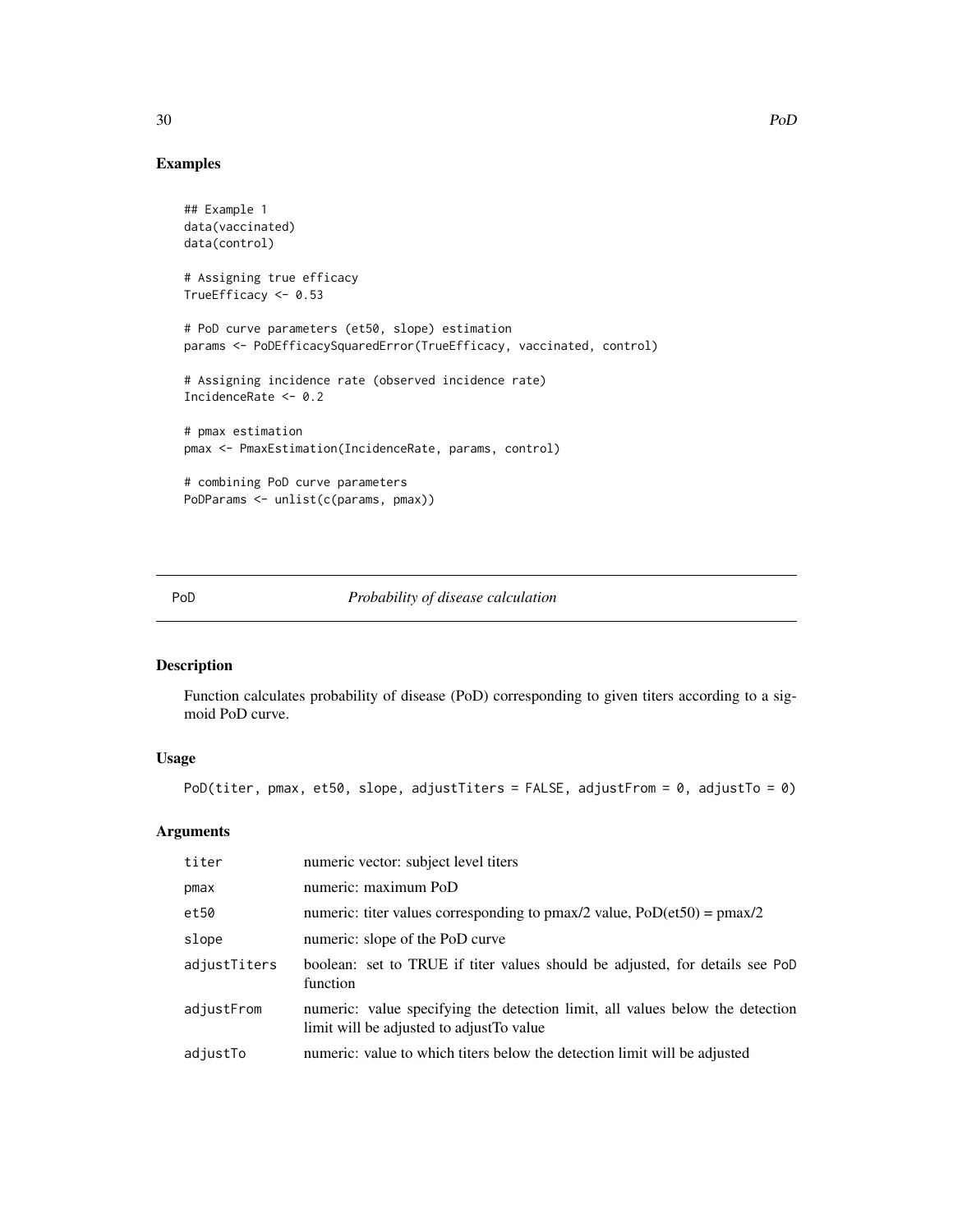## Examples

```
## Example 1
data(vaccinated)
data(control)

# Assigning true efficacy
TrueEfficacy <- 0.53

# PoD curve parameters (et50, slope) estimation
params <- PoDEfficacySquaredError(TrueEfficacy, vaccinated, control)

# Assigning incidence rate (observed incidence rate)
IncidenceRate <- 0.2

# pmax estimation
pmax <- PmaxEstimation(IncidenceRate, params, control)

# combining PoD curve parameters
PoDParams <- unlist(c(params, pmax))
```

---

# PoD — *Probability of disease calculation*

---

## Description

Function calculates probability of disease (PoD) corresponding to given titers according to a sigmoid PoD curve.

## Usage

```
PoD(titer, pmax, et50, slope, adjustTiters = FALSE, adjustFrom = 0, adjustTo = 0)
```

## Arguments

| Argument | Description |
|---|---|
| `titer` | numeric vector: subject level titers |
| `pmax` | numeric: maximum PoD |
| `et50` | numeric: titer values corresponding to pmax/2 value, PoD(et50) = pmax/2 |
| `slope` | numeric: slope of the PoD curve |
| `adjustTiters` | boolean: set to TRUE if titer values should be adjusted, for details see `PoD` function |
| `adjustFrom` | numeric: value specifying the detection limit, all values below the detection limit will be adjusted to adjustTo value |
| `adjustTo` | numeric: value to which titers below the detection limit will be adjusted |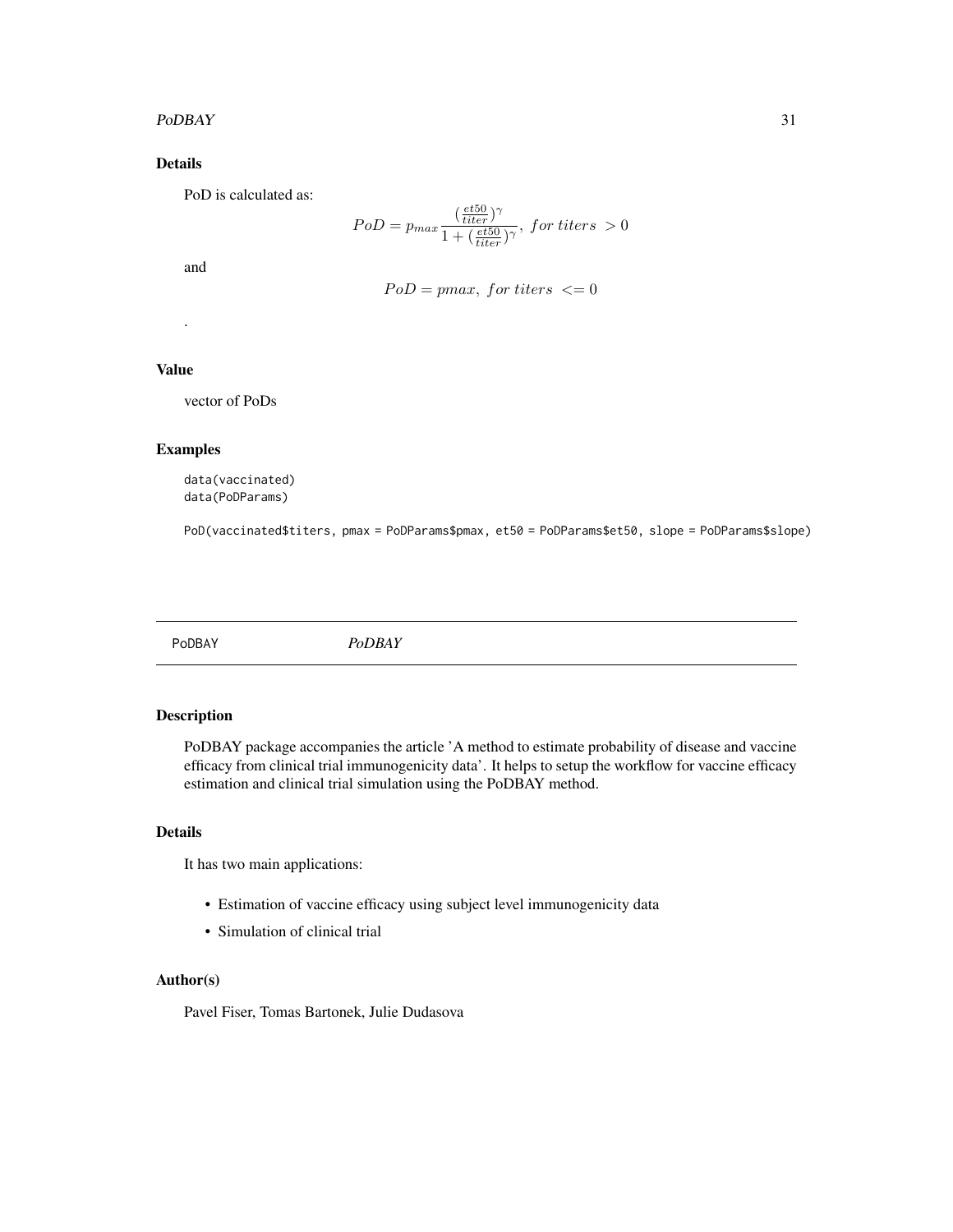### Details

PoD is calculated as:

$$PoD = p_{max} \frac{(\frac{et50}{titer})^{\gamma}}{1 + (\frac{et50}{titer})^{\gamma}},\ for\ titers\ > 0$$

and

$$PoD = pmax,\ for\ titers\ <= 0$$

.

### Value

vector of PoDs

### Examples

```
data(vaccinated)
data(PoDParams)

PoD(vaccinated$titers, pmax = PoDParams$pmax, et50 = PoDParams$et50, slope = PoDParams$slope)
```

---

## PoDBAY — *PoDBAY*

### Description

PoDBAY package accompanies the article 'A method to estimate probability of disease and vaccine efficacy from clinical trial immunogenicity data'. It helps to setup the workflow for vaccine efficacy estimation and clinical trial simulation using the PoDBAY method.

### Details

It has two main applications:

- Estimation of vaccine efficacy using subject level immunogenicity data
- Simulation of clinical trial

### Author(s)

Pavel Fiser, Tomas Bartonek, Julie Dudasova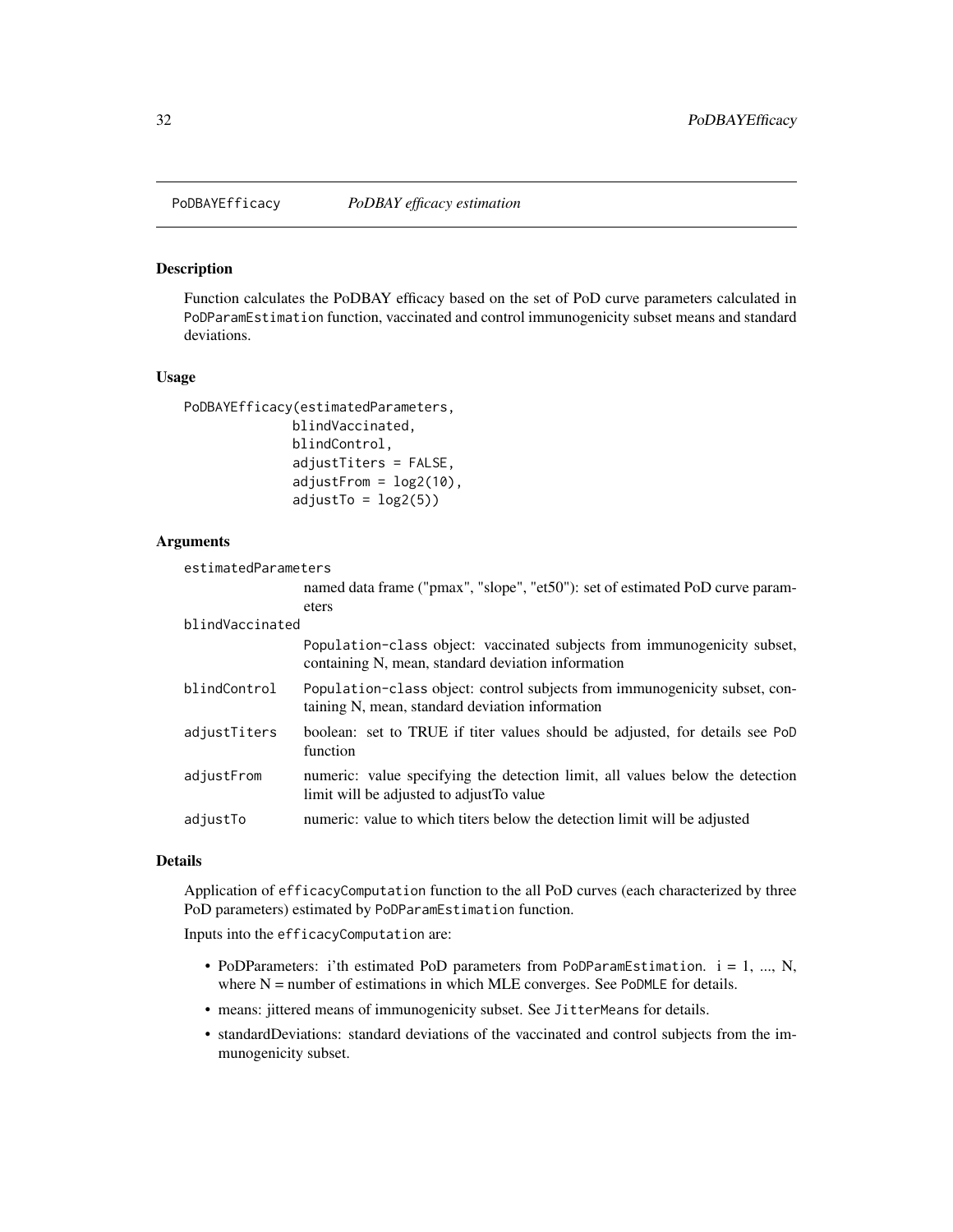## PoDBAYEfficacy *PoDBAY efficacy estimation*

### Description

Function calculates the PoDBAY efficacy based on the set of PoD curve parameters calculated in `PoDParamEstimation` function, vaccinated and control immunogenicity subset means and standard deviations.

### Usage

```
PoDBAYEfficacy(estimatedParameters,
               blindVaccinated,
               blindControl,
               adjustTiters = FALSE,
               adjustFrom = log2(10),
               adjustTo = log2(5))
```

### Arguments

| | |
|---|---|
| `estimatedParameters` | named data frame ("pmax", "slope", "et50"): set of estimated PoD curve parameters |
| `blindVaccinated` | `Population-class` object: vaccinated subjects from immunogenicity subset, containing N, mean, standard deviation information |
| `blindControl` | `Population-class` object: control subjects from immunogenicity subset, containing N, mean, standard deviation information |
| `adjustTiters` | boolean: set to TRUE if titer values should be adjusted, for details see `PoD` function |
| `adjustFrom` | numeric: value specifying the detection limit, all values below the detection limit will be adjusted to adjustTo value |
| `adjustTo` | numeric: value to which titers below the detection limit will be adjusted |

### Details

Application of `efficacyComputation` function to the all PoD curves (each characterized by three PoD parameters) estimated by `PoDParamEstimation` function.

Inputs into the `efficacyComputation` are:

- PoDParameters: i'th estimated PoD parameters from `PoDParamEstimation`. i = 1, ..., N, where N = number of estimations in which MLE converges. See `PoDMLE` for details.
- means: jittered means of immunogenicity subset. See `JitterMeans` for details.
- standardDeviations: standard deviations of the vaccinated and control subjects from the immunogenicity subset.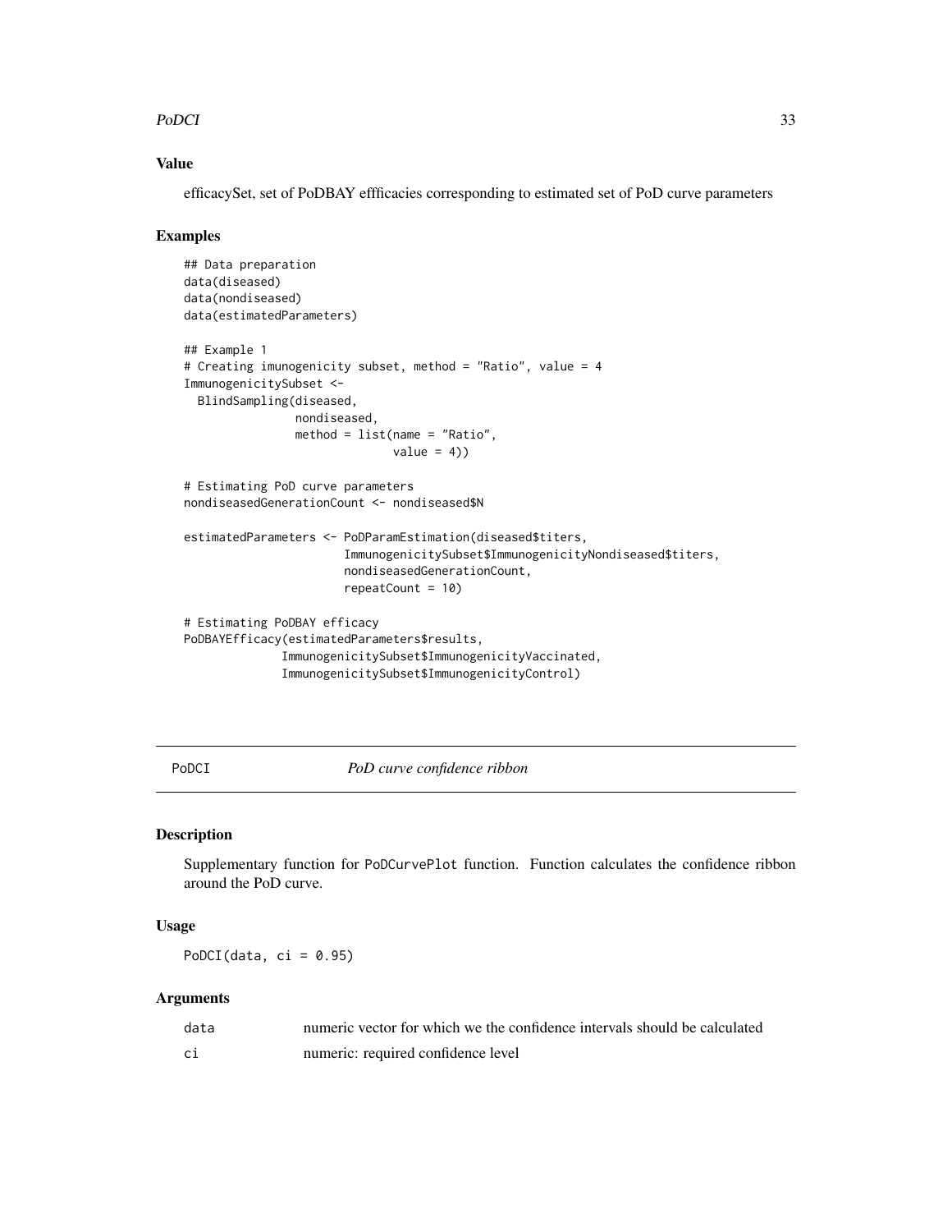### Value

efficacySet, set of PoDBAY effficacies corresponding to estimated set of PoD curve parameters

### Examples

```
## Data preparation
data(diseased)
data(nondiseased)
data(estimatedParameters)

## Example 1
# Creating imunogenicity subset, method = "Ratio", value = 4
ImmunogenicitySubset <-
  BlindSampling(diseased,
                nondiseased,
                method = list(name = "Ratio",
                              value = 4))

# Estimating PoD curve parameters
nondiseasedGenerationCount <- nondiseased$N

estimatedParameters <- PoDParamEstimation(diseased$titers,
                       ImmunogenicitySubset$ImmunogenicityNondiseased$titers,
                       nondiseasedGenerationCount,
                       repeatCount = 10)

# Estimating PoDBAY efficacy
PoDBAYEfficacy(estimatedParameters$results,
              ImmunogenicitySubset$ImmunogenicityVaccinated,
              ImmunogenicitySubset$ImmunogenicityControl)
```

---

## PoDCI *PoD curve confidence ribbon*

---

### Description

Supplementary function for `PoDCurvePlot` function. Function calculates the confidence ribbon around the PoD curve.

### Usage

```
PoDCI(data, ci = 0.95)
```

### Arguments

| | |
|---|---|
| `data` | numeric vector for which we the confidence intervals should be calculated |
| `ci` | numeric: required confidence level |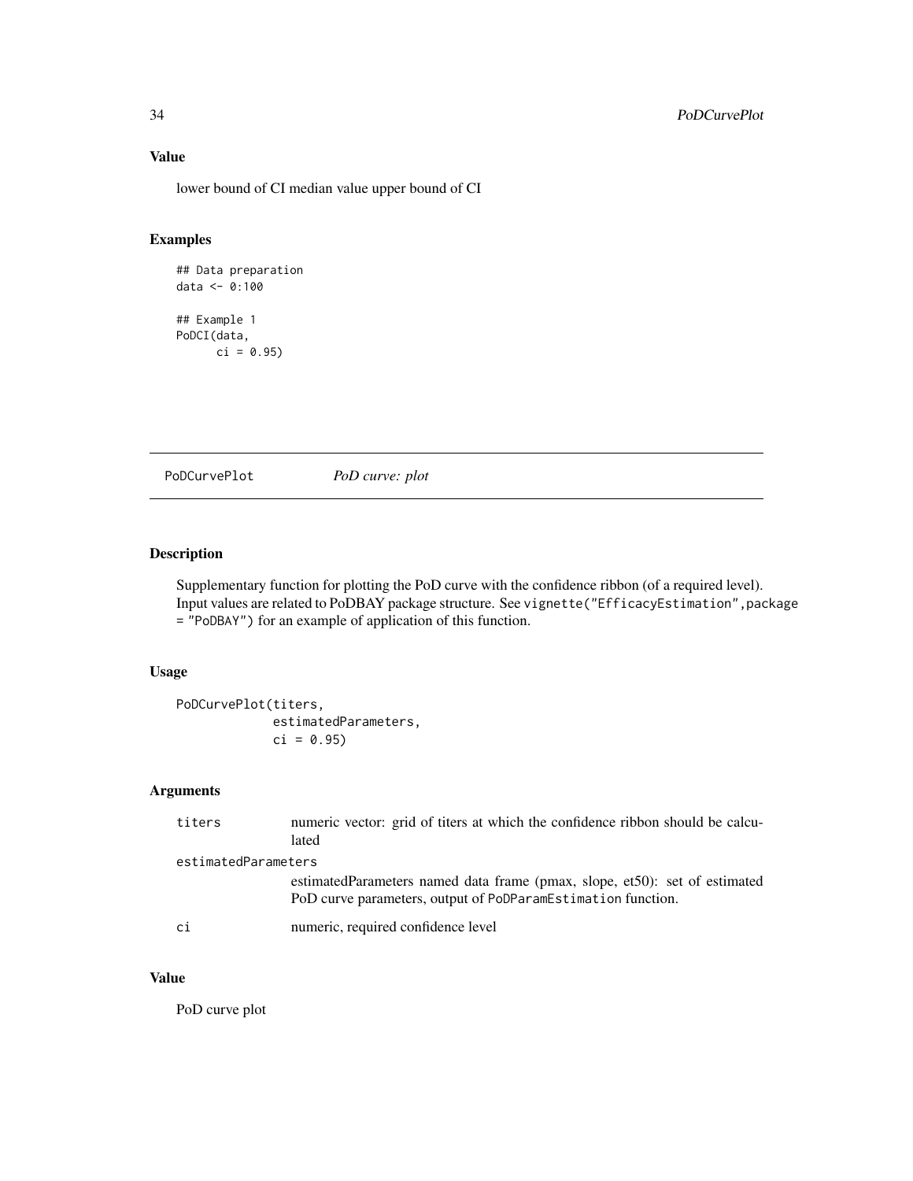### Value

lower bound of CI median value upper bound of CI

### Examples

```
## Data preparation
data <- 0:100

## Example 1
PoDCI(data,
      ci = 0.95)
```

---

## PoDCurvePlot        *PoD curve: plot*

---

### Description

Supplementary function for plotting the PoD curve with the confidence ribbon (of a required level). Input values are related to PoDBAY package structure. See `vignette("EfficacyEstimation",package = "PoDBAY")` for an example of application of this function.

### Usage

```
PoDCurvePlot(titers,
             estimatedParameters,
             ci = 0.95)
```

### Arguments

| | |
|---|---|
| `titers` | numeric vector: grid of titers at which the confidence ribbon should be calculated |
| `estimatedParameters` | estimatedParameters named data frame (pmax, slope, et50): set of estimated PoD curve parameters, output of `PoDParamEstimation` function. |
| `ci` | numeric, required confidence level |

### Value

PoD curve plot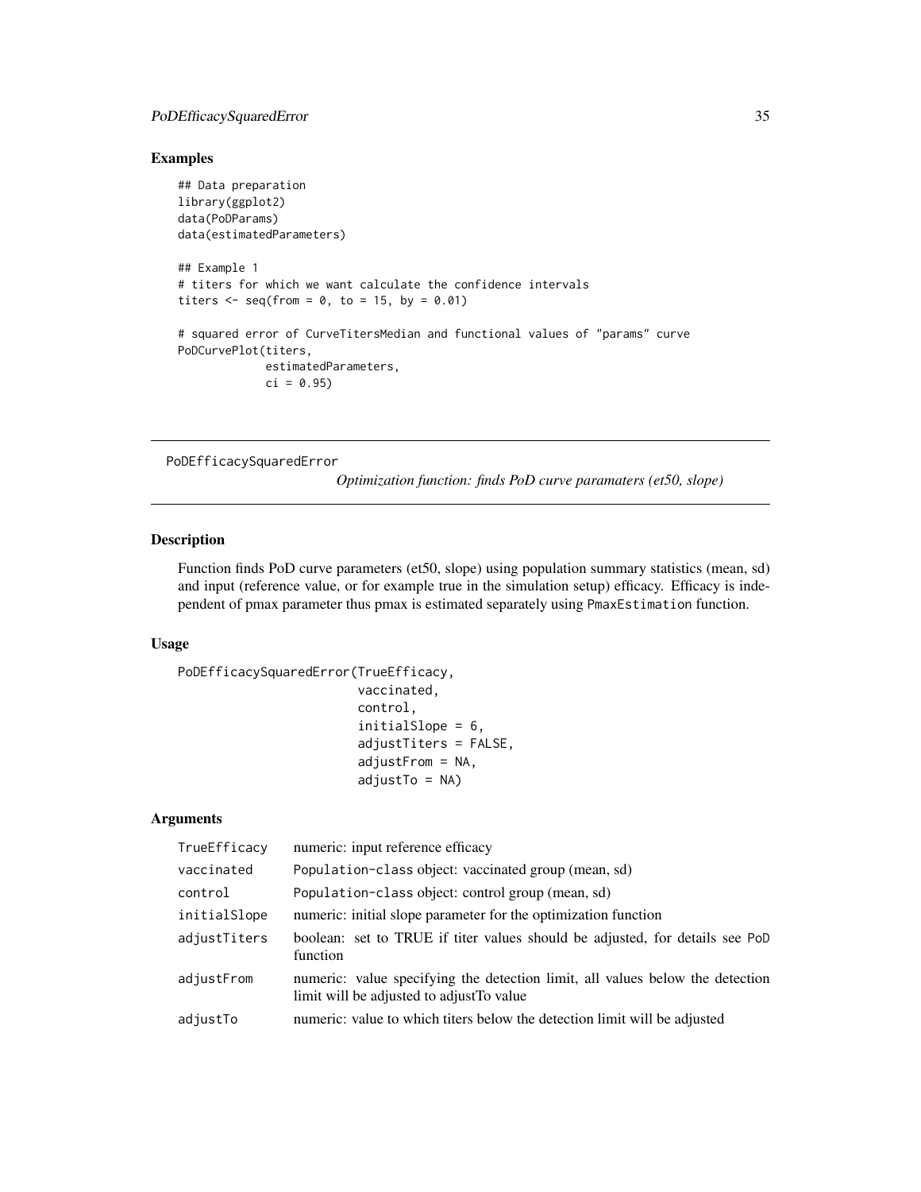## Examples

```
## Data preparation
library(ggplot2)
data(PoDParams)
data(estimatedParameters)

## Example 1
# titers for which we want calculate the confidence intervals
titers <- seq(from = 0, to = 15, by = 0.01)

# squared error of CurveTitersMedian and functional values of "params" curve
PoDCurvePlot(titers,
             estimatedParameters,
             ci = 0.95)
```

---

# PoDEfficacySquaredError

*Optimization function: finds PoD curve paramaters (et50, slope)*

---

## Description

Function finds PoD curve parameters (et50, slope) using population summary statistics (mean, sd) and input (reference value, or for example true in the simulation setup) efficacy. Efficacy is independent of pmax parameter thus pmax is estimated separately using `PmaxEstimation` function.

## Usage

```
PoDEfficacySquaredError(TrueEfficacy,
                        vaccinated,
                        control,
                        initialSlope = 6,
                        adjustTiters = FALSE,
                        adjustFrom = NA,
                        adjustTo = NA)
```

## Arguments

| | |
|---|---|
| `TrueEfficacy` | numeric: input reference efficacy |
| `vaccinated` | `Population-class` object: vaccinated group (mean, sd) |
| `control` | `Population-class` object: control group (mean, sd) |
| `initialSlope` | numeric: initial slope parameter for the optimization function |
| `adjustTiters` | boolean: set to TRUE if titer values should be adjusted, for details see `PoD` function |
| `adjustFrom` | numeric: value specifying the detection limit, all values below the detection limit will be adjusted to adjustTo value |
| `adjustTo` | numeric: value to which titers below the detection limit will be adjusted |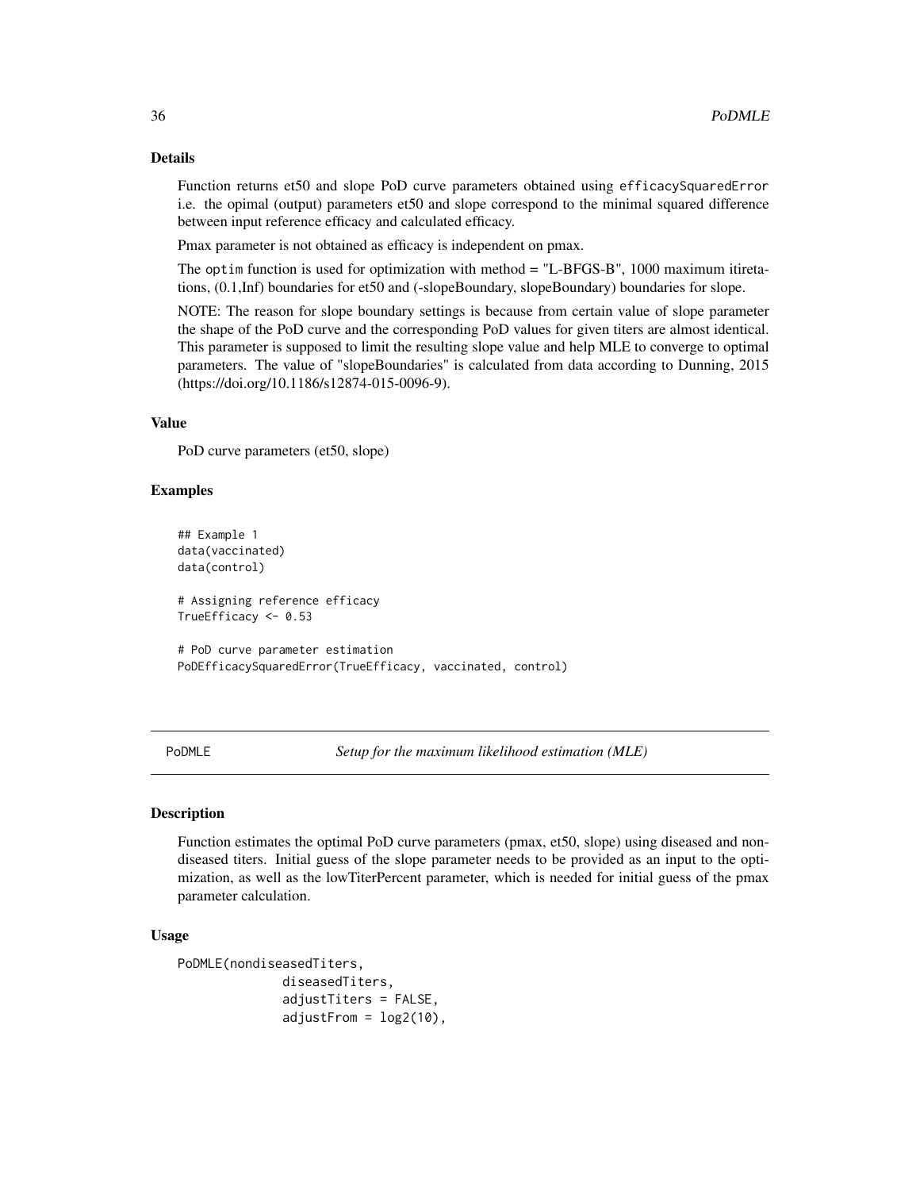### Details

Function returns et50 and slope PoD curve parameters obtained using `efficacySquaredError` i.e. the opimal (output) parameters et50 and slope correspond to the minimal squared difference between input reference efficacy and calculated efficacy.

Pmax parameter is not obtained as efficacy is independent on pmax.

The `optim` function is used for optimization with method = "L-BFGS-B", 1000 maximum itiretations, (0.1,Inf) boundaries for et50 and (-slopeBoundary, slopeBoundary) boundaries for slope.

NOTE: The reason for slope boundary settings is because from certain value of slope parameter the shape of the PoD curve and the corresponding PoD values for given titers are almost identical. This parameter is supposed to limit the resulting slope value and help MLE to converge to optimal parameters. The value of "slopeBoundaries" is calculated from data according to Dunning, 2015 (https://doi.org/10.1186/s12874-015-0096-9).

### Value

PoD curve parameters (et50, slope)

### Examples

```
## Example 1
data(vaccinated)
data(control)

# Assigning reference efficacy
TrueEfficacy <- 0.53

# PoD curve parameter estimation
PoDEfficacySquaredError(TrueEfficacy, vaccinated, control)
```

---

## PoDMLE — *Setup for the maximum likelihood estimation (MLE)*

### Description

Function estimates the optimal PoD curve parameters (pmax, et50, slope) using diseased and nondiseased titers. Initial guess of the slope parameter needs to be provided as an input to the optimization, as well as the lowTiterPercent parameter, which is needed for initial guess of the pmax parameter calculation.

### Usage

```
PoDMLE(nondiseasedTiters,
             diseasedTiters,
             adjustTiters = FALSE,
             adjustFrom = log2(10),
```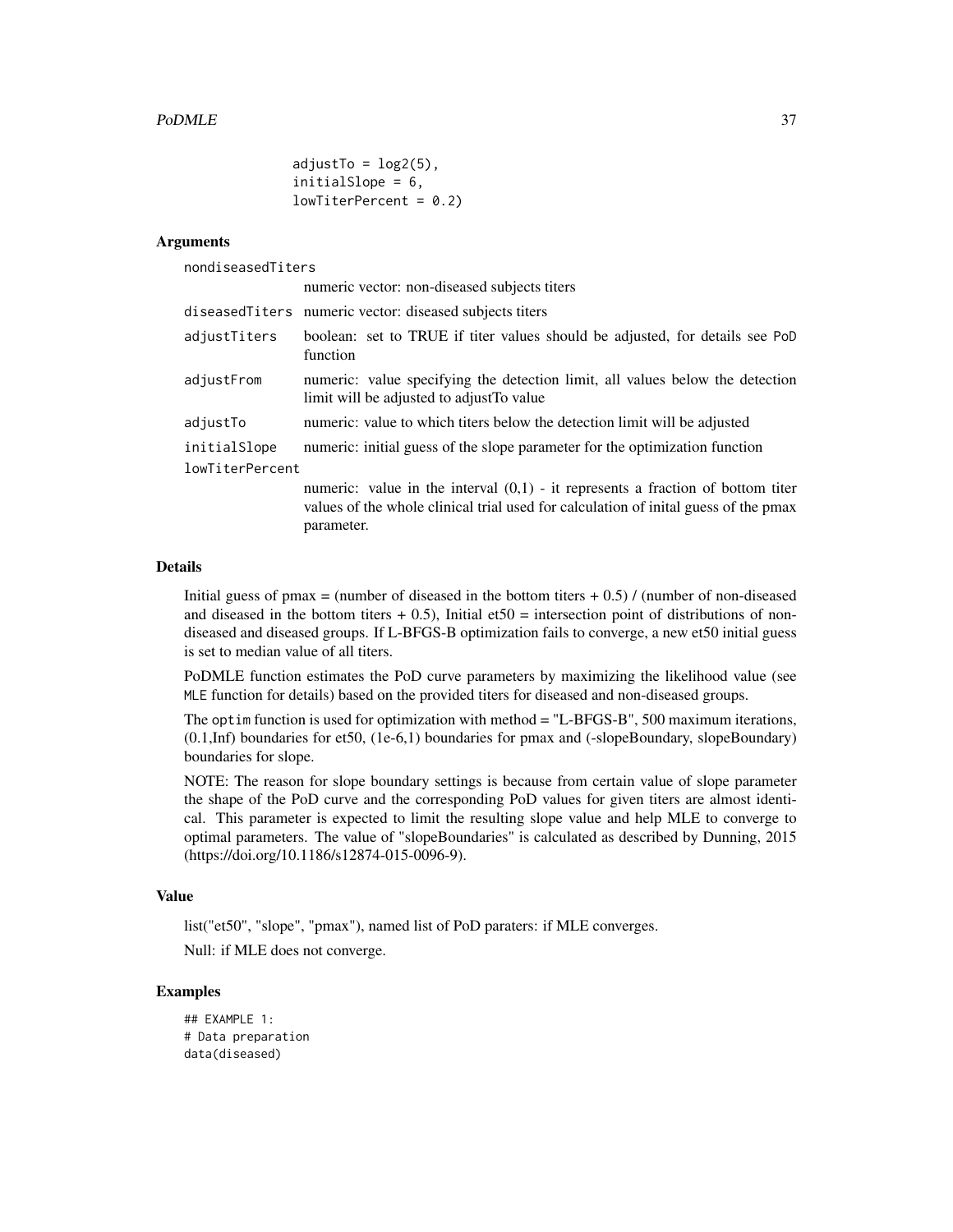```
adjustTo = log2(5),
initialSlope = 6,
lowTiterPercent = 0.2)
```

### Arguments

| | |
|---|---|
| nondiseasedTiters | numeric vector: non-diseased subjects titers |
| diseasedTiters | numeric vector: diseased subjects titers |
| adjustTiters | boolean: set to TRUE if titer values should be adjusted, for details see PoD function |
| adjustFrom | numeric: value specifying the detection limit, all values below the detection limit will be adjusted to adjustTo value |
| adjustTo | numeric: value to which titers below the detection limit will be adjusted |
| initialSlope | numeric: initial guess of the slope parameter for the optimization function |
| lowTiterPercent | numeric: value in the interval (0,1) - it represents a fraction of bottom titer values of the whole clinical trial used for calculation of inital guess of the pmax parameter. |

### Details

Initial guess of pmax = (number of diseased in the bottom titers + 0.5) / (number of non-diseased and diseased in the bottom titers + 0.5), Initial et50 = intersection point of distributions of non-diseased and diseased groups. If L-BFGS-B optimization fails to converge, a new et50 initial guess is set to median value of all titers.

PoDMLE function estimates the PoD curve parameters by maximizing the likelihood value (see MLE function for details) based on the provided titers for diseased and non-diseased groups.

The optim function is used for optimization with method = "L-BFGS-B", 500 maximum iterations, (0.1,Inf) boundaries for et50, (1e-6,1) boundaries for pmax and (-slopeBoundary, slopeBoundary) boundaries for slope.

NOTE: The reason for slope boundary settings is because from certain value of slope parameter the shape of the PoD curve and the corresponding PoD values for given titers are almost identical. This parameter is expected to limit the resulting slope value and help MLE to converge to optimal parameters. The value of "slopeBoundaries" is calculated as described by Dunning, 2015 (https://doi.org/10.1186/s12874-015-0096-9).

### Value

list("et50", "slope", "pmax"), named list of PoD paraters: if MLE converges.

Null: if MLE does not converge.

### Examples

```
## EXAMPLE 1:
# Data preparation
data(diseased)
```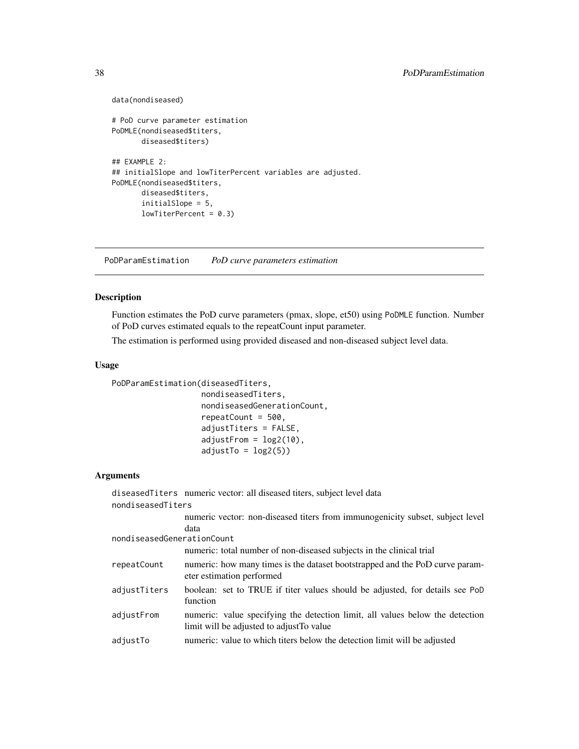```
data(nondiseased)

# PoD curve parameter estimation
PoDMLE(nondiseased$titers,
       diseased$titers)

## EXAMPLE 2:
## initialSlope and lowTiterPercent variables are adjusted.
PoDMLE(nondiseased$titers,
       diseased$titers,
       initialSlope = 5,
       lowTiterPercent = 0.3)
```

## PoDParamEstimation — *PoD curve parameters estimation*

### Description

Function estimates the PoD curve parameters (pmax, slope, et50) using PoDMLE function. Number of PoD curves estimated equals to the repeatCount input parameter.

The estimation is performed using provided diseased and non-diseased subject level data.

### Usage

```
PoDParamEstimation(diseasedTiters,
                   nondiseasedTiters,
                   nondiseasedGenerationCount,
                   repeatCount = 500,
                   adjustTiters = FALSE,
                   adjustFrom = log2(10),
                   adjustTo = log2(5))
```

### Arguments

| | |
|---|---|
| diseasedTiters | numeric vector: all diseased titers, subject level data |
| nondiseasedTiters | numeric vector: non-diseased titers from immunogenicity subset, subject level data |
| nondiseasedGenerationCount | numeric: total number of non-diseased subjects in the clinical trial |
| repeatCount | numeric: how many times is the dataset bootstrapped and the PoD curve parameter estimation performed |
| adjustTiters | boolean: set to TRUE if titer values should be adjusted, for details see PoD function |
| adjustFrom | numeric: value specifying the detection limit, all values below the detection limit will be adjusted to adjustTo value |
| adjustTo | numeric: value to which titers below the detection limit will be adjusted |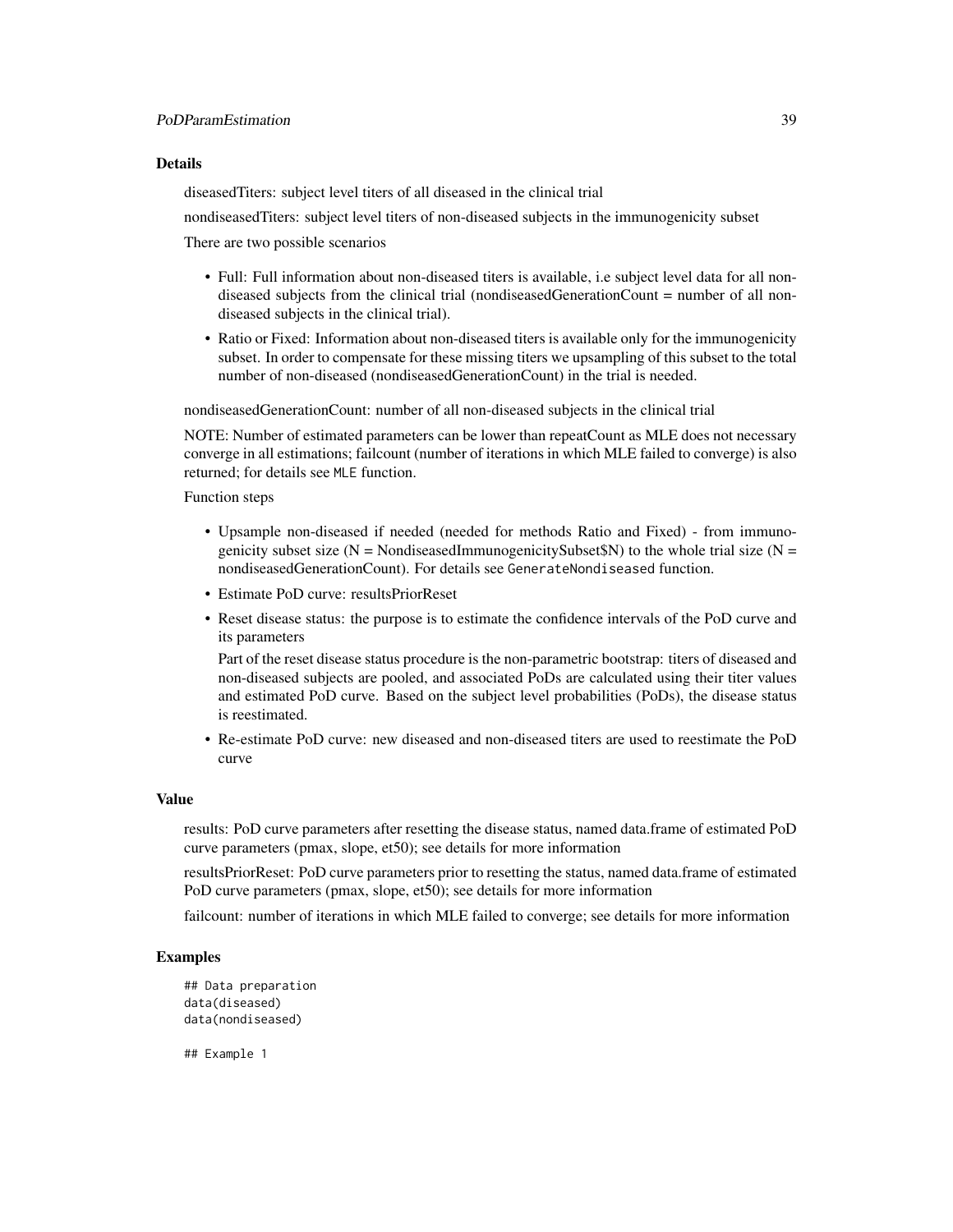## Details

diseasedTiters: subject level titers of all diseased in the clinical trial

nondiseasedTiters: subject level titers of non-diseased subjects in the immunogenicity subset

There are two possible scenarios

- Full: Full information about non-diseased titers is available, i.e subject level data for all non-diseased subjects from the clinical trial (nondiseasedGenerationCount = number of all non-diseased subjects in the clinical trial).
- Ratio or Fixed: Information about non-diseased titers is available only for the immunogenicity subset. In order to compensate for these missing titers we upsampling of this subset to the total number of non-diseased (nondiseasedGenerationCount) in the trial is needed.

nondiseasedGenerationCount: number of all non-diseased subjects in the clinical trial

NOTE: Number of estimated parameters can be lower than repeatCount as MLE does not necessary converge in all estimations; failcount (number of iterations in which MLE failed to converge) is also returned; for details see `MLE` function.

Function steps

- Upsample non-diseased if needed (needed for methods Ratio and Fixed) - from immunogenicity subset size (N = NondiseasedImmunogenicitySubset$N) to the whole trial size (N = nondiseasedGenerationCount). For details see `GenerateNondiseased` function.
- Estimate PoD curve: resultsPriorReset
- Reset disease status: the purpose is to estimate the confidence intervals of the PoD curve and its parameters

  Part of the reset disease status procedure is the non-parametric bootstrap: titers of diseased and non-diseased subjects are pooled, and associated PoDs are calculated using their titer values and estimated PoD curve. Based on the subject level probabilities (PoDs), the disease status is reestimated.
- Re-estimate PoD curve: new diseased and non-diseased titers are used to reestimate the PoD curve

## Value

results: PoD curve parameters after resetting the disease status, named data.frame of estimated PoD curve parameters (pmax, slope, et50); see details for more information

resultsPriorReset: PoD curve parameters prior to resetting the status, named data.frame of estimated PoD curve parameters (pmax, slope, et50); see details for more information

failcount: number of iterations in which MLE failed to converge; see details for more information

## Examples

```
## Data preparation
data(diseased)
data(nondiseased)

## Example 1
```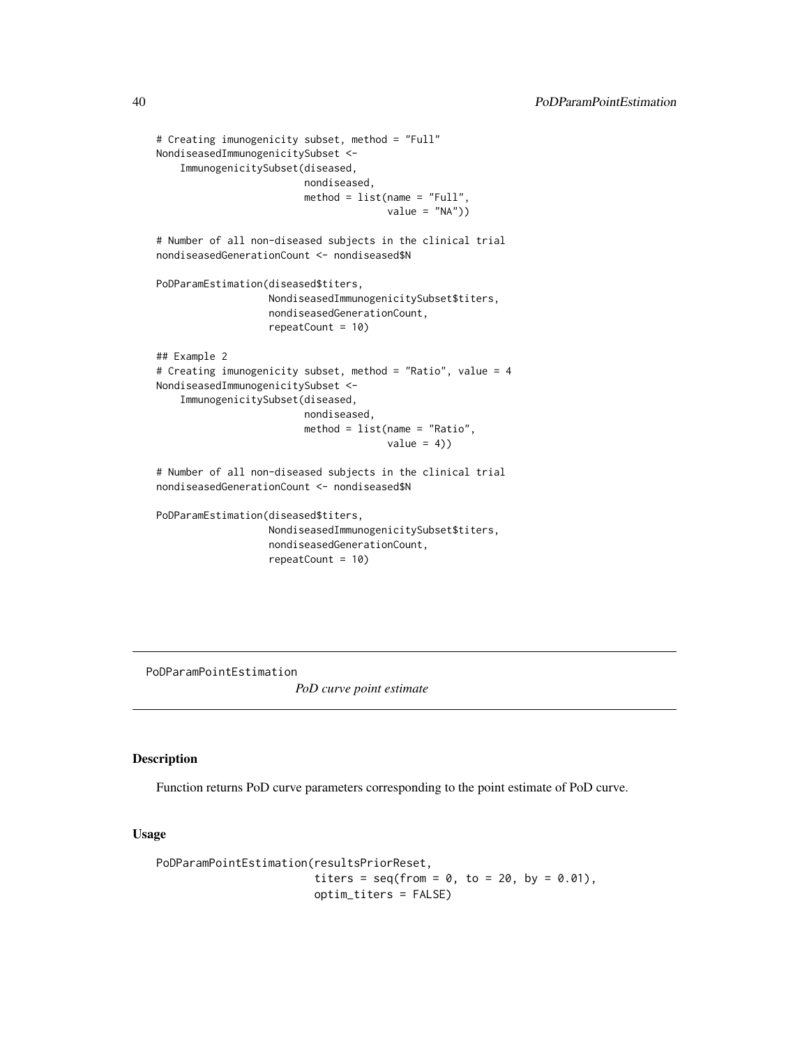```
# Creating imunogenicity subset, method = "Full"
NondiseasedImmunogenicitySubset <-
    ImmunogenicitySubset(diseased,
                         nondiseased,
                         method = list(name = "Full",
                                       value = "NA"))

# Number of all non-diseased subjects in the clinical trial
nondiseasedGenerationCount <- nondiseased$N

PoDParamEstimation(diseased$titers,
                   NondiseasedImmunogenicitySubset$titers,
                   nondiseasedGenerationCount,
                   repeatCount = 10)

## Example 2
# Creating imunogenicity subset, method = "Ratio", value = 4
NondiseasedImmunogenicitySubset <-
    ImmunogenicitySubset(diseased,
                         nondiseased,
                         method = list(name = "Ratio",
                                       value = 4))

# Number of all non-diseased subjects in the clinical trial
nondiseasedGenerationCount <- nondiseased$N

PoDParamEstimation(diseased$titers,
                   NondiseasedImmunogenicitySubset$titers,
                   nondiseasedGenerationCount,
                   repeatCount = 10)
```

---

`PoDParamPointEstimation` *PoD curve point estimate*

---

## Description

Function returns PoD curve parameters corresponding to the point estimate of PoD curve.

## Usage

```
PoDParamPointEstimation(resultsPriorReset,
                        titers = seq(from = 0, to = 20, by = 0.01),
                        optim_titers = FALSE)
```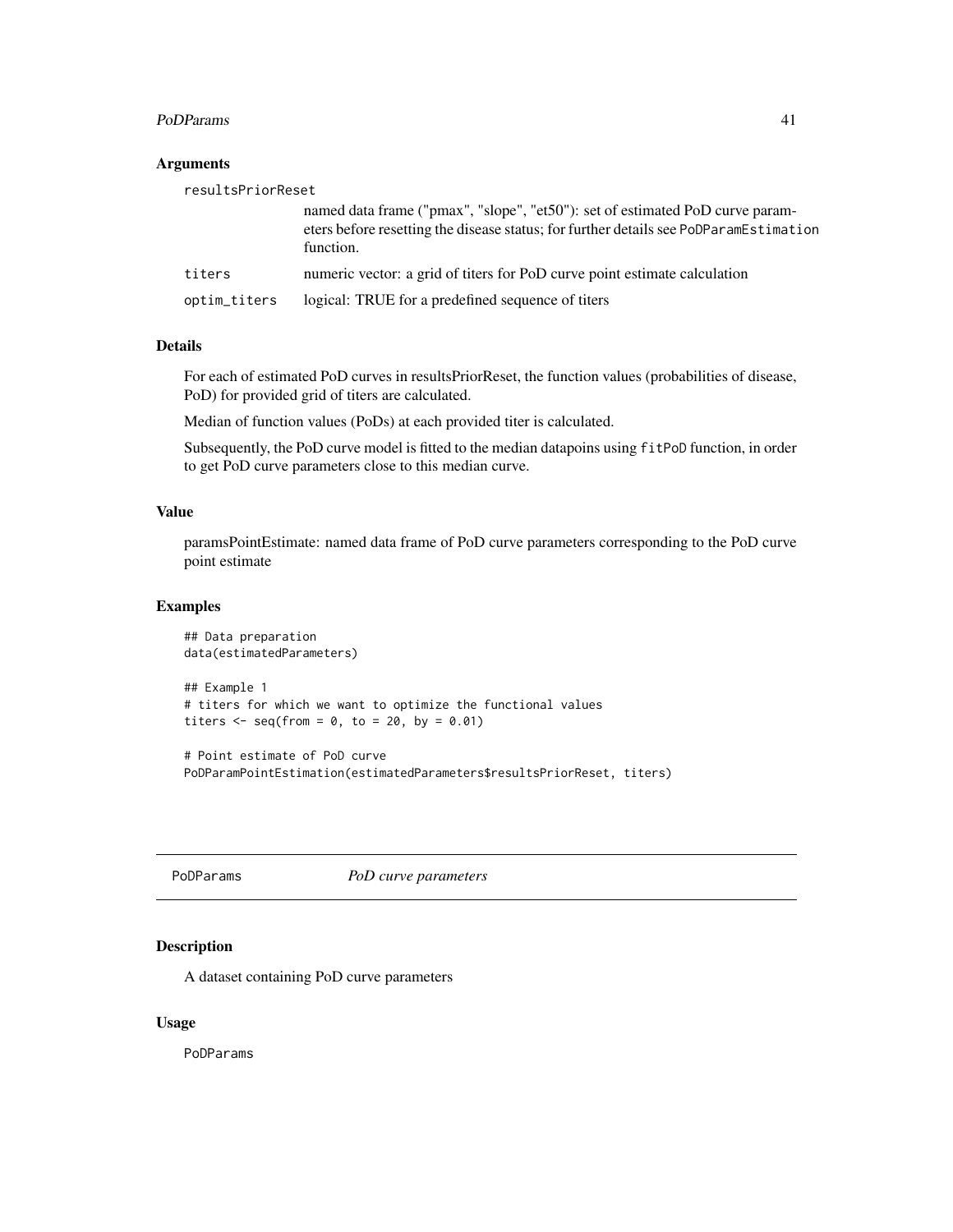### Arguments

| | |
|---|---|
| resultsPriorReset | named data frame ("pmax", "slope", "et50"): set of estimated PoD curve parameters before resetting the disease status; for further details see PoDParamEstimation function. |
| titers | numeric vector: a grid of titers for PoD curve point estimate calculation |
| optim_titers | logical: TRUE for a predefined sequence of titers |

### Details

For each of estimated PoD curves in resultsPriorReset, the function values (probabilities of disease, PoD) for provided grid of titers are calculated.

Median of function values (PoDs) at each provided titer is calculated.

Subsequently, the PoD curve model is fitted to the median datapoins using `fitPoD` function, in order to get PoD curve parameters close to this median curve.

### Value

paramsPointEstimate: named data frame of PoD curve parameters corresponding to the PoD curve point estimate

### Examples

```
## Data preparation
data(estimatedParameters)

## Example 1
# titers for which we want to optimize the functional values
titers <- seq(from = 0, to = 20, by = 0.01)

# Point estimate of PoD curve
PoDParamPointEstimation(estimatedParameters$resultsPriorReset, titers)
```

---

## PoDParams    *PoD curve parameters*

---

### Description

A dataset containing PoD curve parameters

### Usage

```
PoDParams
```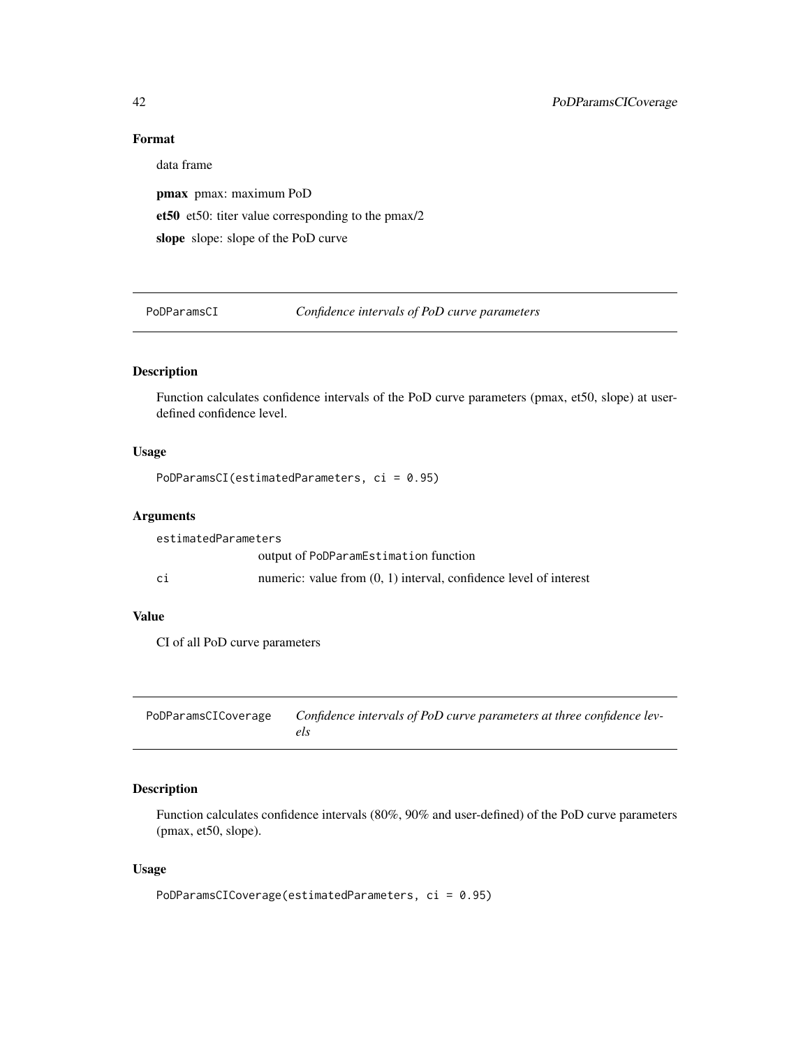## Format

data frame

**pmax** pmax: maximum PoD

**et50** et50: titer value corresponding to the pmax/2

**slope** slope: slope of the PoD curve

---

## PoDParamsCI — *Confidence intervals of PoD curve parameters*

### Description

Function calculates confidence intervals of the PoD curve parameters (pmax, et50, slope) at user-defined confidence level.

### Usage

```
PoDParamsCI(estimatedParameters, ci = 0.95)
```

### Arguments

| | |
|---|---|
| estimatedParameters | output of `PoDParamEstimation` function |
| ci | numeric: value from (0, 1) interval, confidence level of interest |

### Value

CI of all PoD curve parameters

---

## PoDParamsCICoverage — *Confidence intervals of PoD curve parameters at three confidence levels*

### Description

Function calculates confidence intervals (80%, 90% and user-defined) of the PoD curve parameters (pmax, et50, slope).

### Usage

```
PoDParamsCICoverage(estimatedParameters, ci = 0.95)
```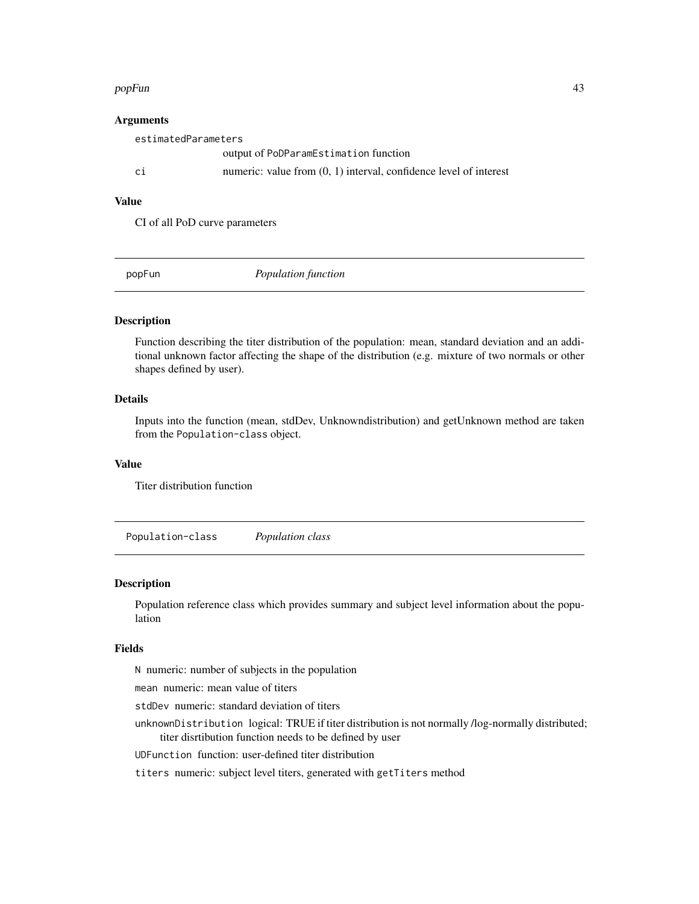### Arguments

estimatedParameters
: output of PoDParamEstimation function

ci
: numeric: value from (0, 1) interval, confidence level of interest

### Value

CI of all PoD curve parameters

## popFun *Population function*

### Description

Function describing the titer distribution of the population: mean, standard deviation and an additional unknown factor affecting the shape of the distribution (e.g. mixture of two normals or other shapes defined by user).

### Details

Inputs into the function (mean, stdDev, Unknowndistribution) and getUnknown method are taken from the Population-class object.

### Value

Titer distribution function

## Population-class *Population class*

### Description

Population reference class which provides summary and subject level information about the population

### Fields

N numeric: number of subjects in the population

mean numeric: mean value of titers

stdDev numeric: standard deviation of titers

unknownDistribution logical: TRUE if titer distribution is not normally /log-normally distributed; titer disrtibution function needs to be defined by user

UDFunction function: user-defined titer distribution

titers numeric: subject level titers, generated with getTiters method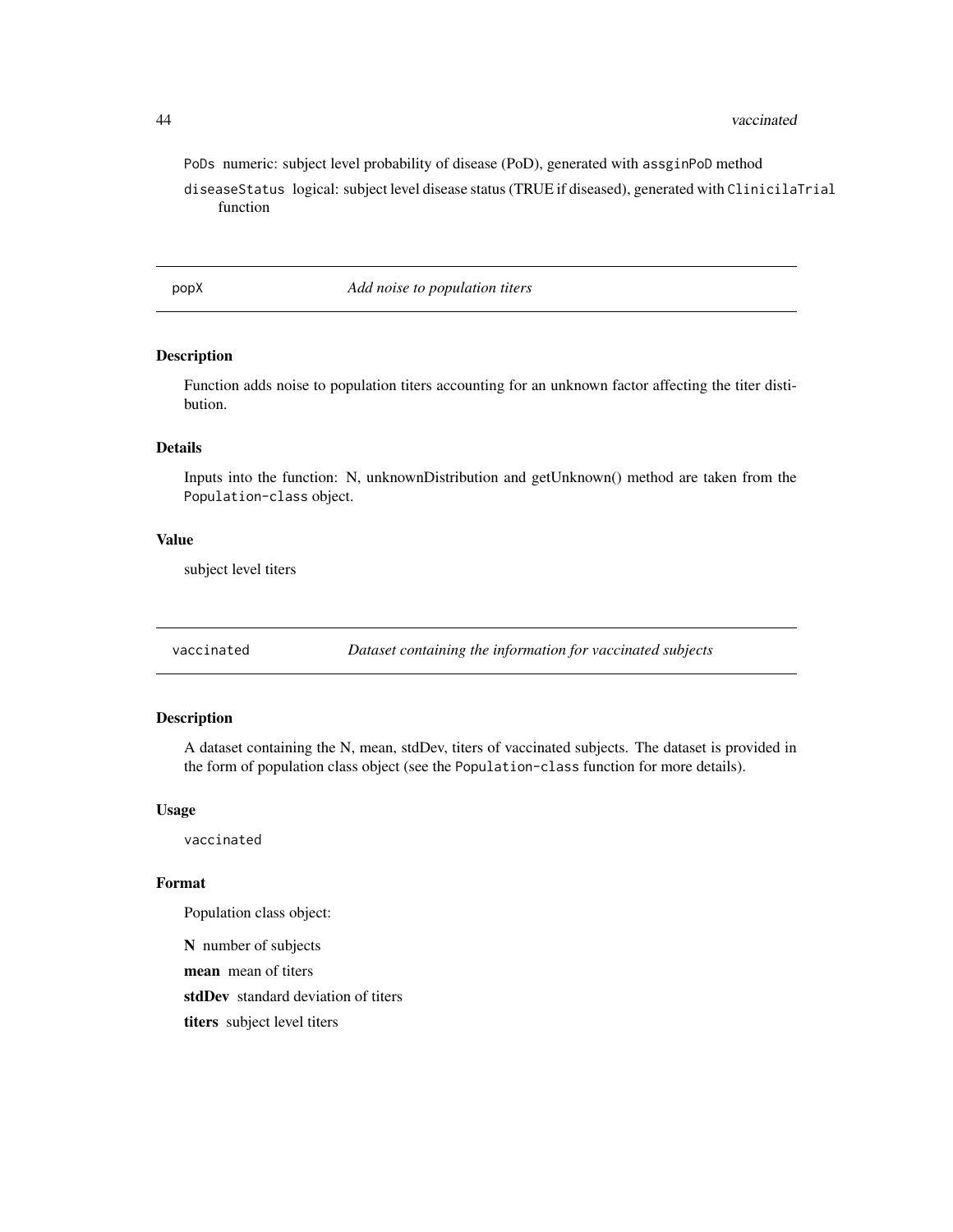PoDs numeric: subject level probability of disease (PoD), generated with assginPoD method

diseaseStatus logical: subject level disease status (TRUE if diseased), generated with ClinicilaTrial function

---

## popX *Add noise to population titers*

### Description

Function adds noise to population titers accounting for an unknown factor affecting the titer distibution.

### Details

Inputs into the function: N, unknownDistribution and getUnknown() method are taken from the Population-class object.

### Value

subject level titers

---

## vaccinated *Dataset containing the information for vaccinated subjects*

### Description

A dataset containing the N, mean, stdDev, titers of vaccinated subjects. The dataset is provided in the form of population class object (see the Population-class function for more details).

### Usage

```
vaccinated
```

### Format

Population class object:

**N** number of subjects

**mean** mean of titers

**stdDev** standard deviation of titers

**titers** subject level titers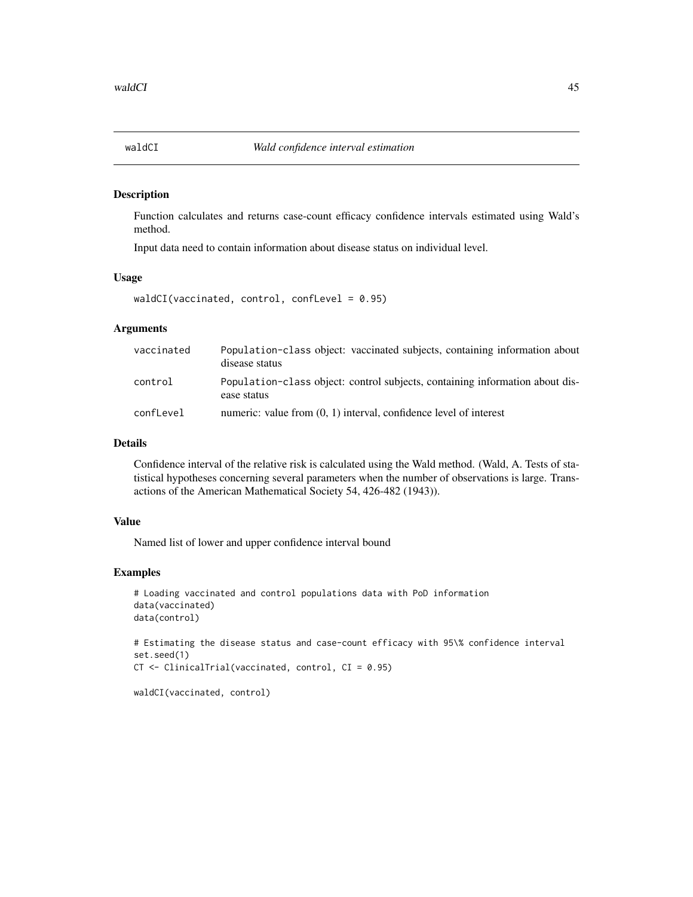## waldCI — *Wald confidence interval estimation*

### Description

Function calculates and returns case-count efficacy confidence intervals estimated using Wald's method.

Input data need to contain information about disease status on individual level.

### Usage

```
waldCI(vaccinated, control, confLevel = 0.95)
```

### Arguments

| | |
|---|---|
| `vaccinated` | `Population-class` object: vaccinated subjects, containing information about disease status |
| `control` | `Population-class` object: control subjects, containing information about disease status |
| `confLevel` | numeric: value from (0, 1) interval, confidence level of interest |

### Details

Confidence interval of the relative risk is calculated using the Wald method. (Wald, A. Tests of statistical hypotheses concerning several parameters when the number of observations is large. Transactions of the American Mathematical Society 54, 426-482 (1943)).

### Value

Named list of lower and upper confidence interval bound

### Examples

```
# Loading vaccinated and control populations data with PoD information
data(vaccinated)
data(control)

# Estimating the disease status and case-count efficacy with 95\% confidence interval
set.seed(1)
CT <- ClinicalTrial(vaccinated, control, CI = 0.95)

waldCI(vaccinated, control)
```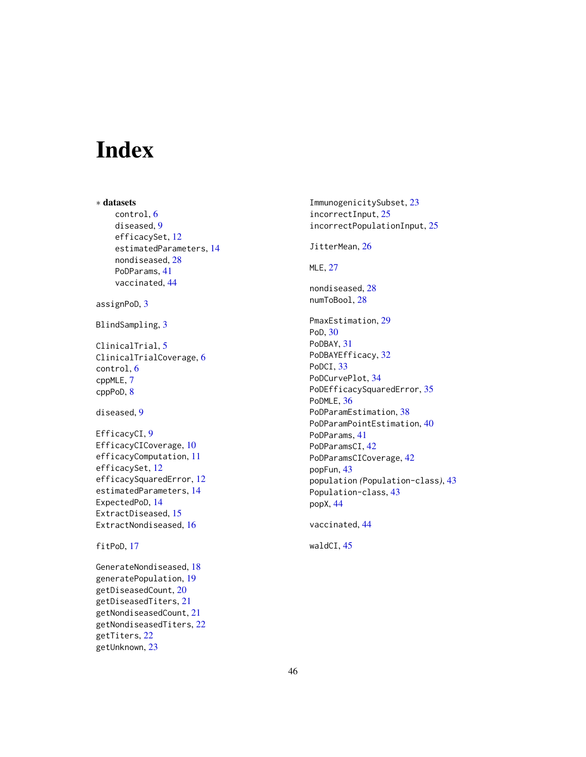# Index

∗ **datasets**

control, 6
diseased, 9
efficacySet, 12
estimatedParameters, 14
nondiseased, 28
PoDParams, 41
vaccinated, 44

assignPoD, 3

BlindSampling, 3

ClinicalTrial, 5
ClinicalTrialCoverage, 6
control, 6
cppMLE, 7
cppPoD, 8

diseased, 9

EfficacyCI, 9
EfficacyCICoverage, 10
efficacyComputation, 11
efficacySet, 12
efficacySquaredError, 12
estimatedParameters, 14
ExpectedPoD, 14
ExtractDiseased, 15
ExtractNondiseased, 16

fitPoD, 17

GenerateNondiseased, 18
generatePopulation, 19
getDiseasedCount, 20
getDiseasedTiters, 21
getNondiseasedCount, 21
getNondiseasedTiters, 22
getTiters, 22
getUnknown, 23

ImmunogenicitySubset, 23
incorrectInput, 25
incorrectPopulationInput, 25

JitterMean, 26

MLE, 27

nondiseased, 28
numToBool, 28

PmaxEstimation, 29
PoD, 30
PoDBAY, 31
PoDBAYEfficacy, 32
PoDCI, 33
PoDCurvePlot, 34
PoDEfficacySquaredError, 35
PoDMLE, 36
PoDParamEstimation, 38
PoDParamPointEstimation, 40
PoDParams, 41
PoDParamsCI, 42
PoDParamsCICoverage, 42
popFun, 43
population *(Population-class)*, 43
Population-class, 43
popX, 44

vaccinated, 44

waldCI, 45